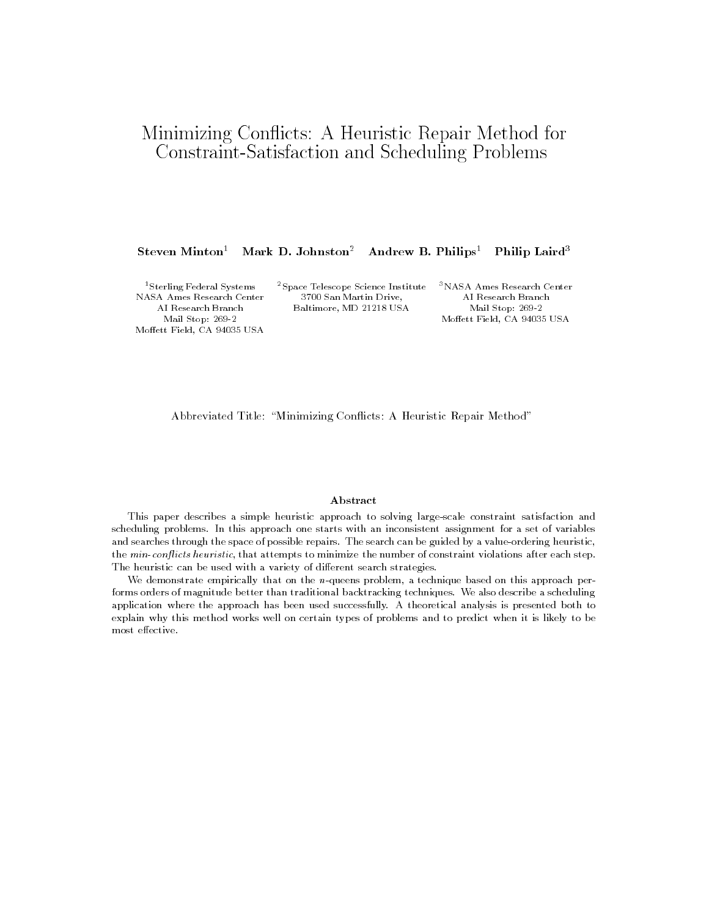# Minimizing Conflicts: A Heuristic Repair Method for Constraint-Satisfaction and Scheduling Problems

**Steven Minton**[1] **Mark D. Johnston**[2] **Andrew B. Philips**[1] **Philip Laird**[3]

[1]Sterling Federal Systems
NASA Ames Research Center
AI Research Branch
Mail Stop: 269-2
Moffett Field, CA 94035 USA

[2]Space Telescope Science Institute
3700 San Martin Drive,
Baltimore, MD 21218 USA

[3]NASA Ames Research Center
AI Research Branch
Mail Stop: 269-2
Moffett Field, CA 94035 USA

Abbreviated Title: "Minimizing Conflicts: A Heuristic Repair Method"

## Abstract

This paper describes a simple heuristic approach to solving large-scale constraint satisfaction and scheduling problems. In this approach one starts with an inconsistent assignment for a set of variables and searches through the space of possible repairs. The search can be guided by a value-ordering heuristic, the *min-conflicts heuristic*, that attempts to minimize the number of constraint violations after each step. The heuristic can be used with a variety of different search strategies.

We demonstrate empirically that on the $n$-queens problem, a technique based on this approach performs orders of magnitude better than traditional backtracking techniques. We also describe a scheduling application where the approach has been used successfully. A theoretical analysis is presented both to explain why this method works well on certain types of problems and to predict when it is likely to be most effective.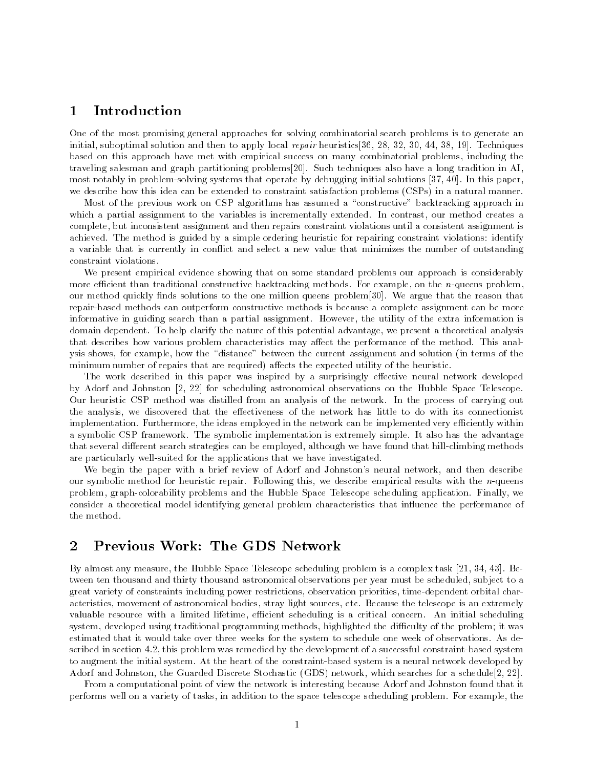# 1 Introduction

One of the most promising general approaches for solving combinatorial search problems is to generate an initial, suboptimal solution and then to apply local *repair* heuristics[36, 28, 32, 30, 44, 38, 19]. Techniques based on this approach have met with empirical success on many combinatorial problems, including the traveling salesman and graph partitioning problems[20]. Such techniques also have a long tradition in AI, most notably in problem-solving systems that operate by debugging initial solutions [37, 40]. In this paper, we describe how this idea can be extended to constraint satisfaction problems (CSPs) in a natural manner.

Most of the previous work on CSP algorithms has assumed a "constructive" backtracking approach in which a partial assignment to the variables is incrementally extended. In contrast, our method creates a complete, but inconsistent assignment and then repairs constraint violations until a consistent assignment is achieved. The method is guided by a simple ordering heuristic for repairing constraint violations: identify a variable that is currently in conflict and select a new value that minimizes the number of outstanding constraint violations.

We present empirical evidence showing that on some standard problems our approach is considerably more efficient than traditional constructive backtracking methods. For example, on the $n$-queens problem, our method quickly finds solutions to the one million queens problem[30]. We argue that the reason that repair-based methods can outperform constructive methods is because a complete assignment can be more informative in guiding search than a partial assignment. However, the utility of the extra information is domain dependent. To help clarify the nature of this potential advantage, we present a theoretical analysis that describes how various problem characteristics may affect the performance of the method. This analysis shows, for example, how the "distance" between the current assignment and solution (in terms of the minimum number of repairs that are required) affects the expected utility of the heuristic.

The work described in this paper was inspired by a surprisingly effective neural network developed by Adorf and Johnston [2, 22] for scheduling astronomical observations on the Hubble Space Telescope. Our heuristic CSP method was distilled from an analysis of the network. In the process of carrying out the analysis, we discovered that the effectiveness of the network has little to do with its connectionist implementation. Furthermore, the ideas employed in the network can be implemented very efficiently within a symbolic CSP framework. The symbolic implementation is extremely simple. It also has the advantage that several different search strategies can be employed, although we have found that hill-climbing methods are particularly well-suited for the applications that we have investigated.

We begin the paper with a brief review of Adorf and Johnston's neural network, and then describe our symbolic method for heuristic repair. Following this, we describe empirical results with the $n$-queens problem, graph-colorability problems and the Hubble Space Telescope scheduling application. Finally, we consider a theoretical model identifying general problem characteristics that influence the performance of the method.

# 2 Previous Work: The GDS Network

By almost any measure, the Hubble Space Telescope scheduling problem is a complex task [21, 34, 43]. Between ten thousand and thirty thousand astronomical observations per year must be scheduled, subject to a great variety of constraints including power restrictions, observation priorities, time-dependent orbital characteristics, movement of astronomical bodies, stray light sources, etc. Because the telescope is an extremely valuable resource with a limited lifetime, efficient scheduling is a critical concern. An initial scheduling system, developed using traditional programming methods, highlighted the difficulty of the problem; it was estimated that it would take over three weeks for the system to schedule one week of observations. As described in section 4.2, this problem was remedied by the development of a successful constraint-based system to augment the initial system. At the heart of the constraint-based system is a neural network developed by Adorf and Johnston, the Guarded Discrete Stochastic (GDS) network, which searches for a schedule[2, 22].

From a computational point of view the network is interesting because Adorf and Johnston found that it performs well on a variety of tasks, in addition to the space telescope scheduling problem. For example, the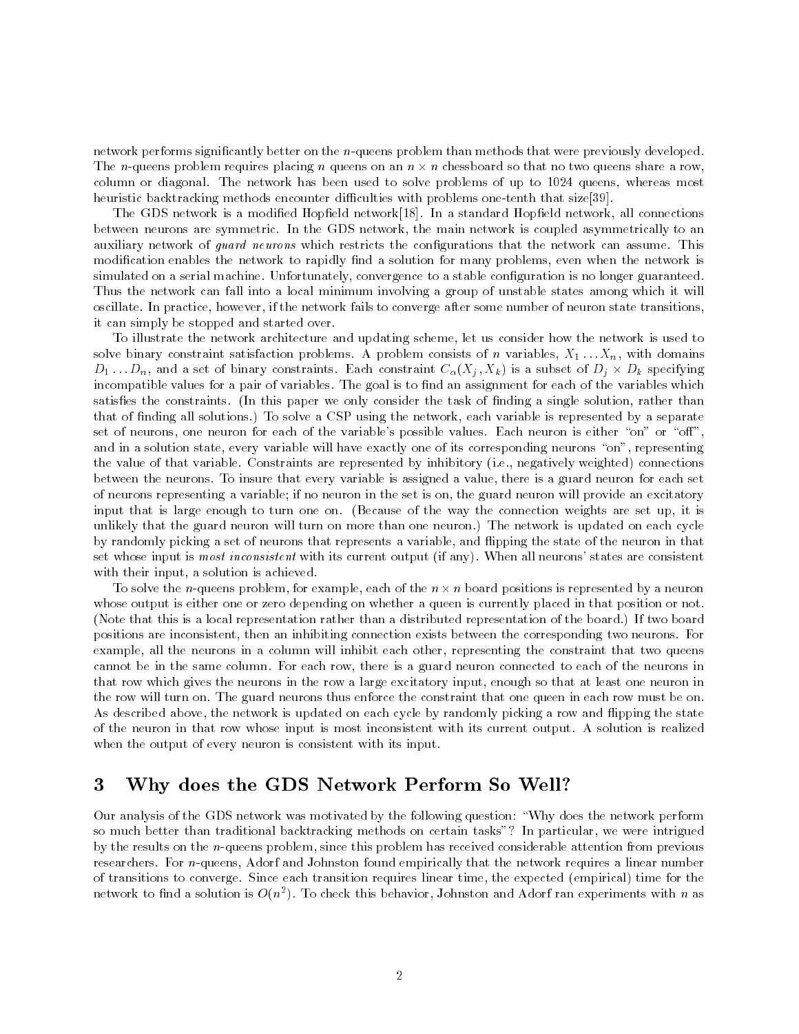network performs significantly better on the $n$-queens problem than methods that were previously developed. The $n$-queens problem requires placing $n$ queens on an $n \times n$ chessboard so that no two queens share a row, column or diagonal. The network has been used to solve problems of up to 1024 queens, whereas most heuristic backtracking methods encounter difficulties with problems one-tenth that size[39].

The GDS network is a modified Hopfield network[18]. In a standard Hopfield network, all connections between neurons are symmetric. In the GDS network, the main network is coupled asymmetrically to an auxiliary network of *guard neurons* which restricts the configurations that the network can assume. This modification enables the network to rapidly find a solution for many problems, even when the network is simulated on a serial machine. Unfortunately, convergence to a stable configuration is no longer guaranteed. Thus the network can fall into a local minimum involving a group of unstable states among which it will oscillate. In practice, however, if the network fails to converge after some number of neuron state transitions, it can simply be stopped and started over.

To illustrate the network architecture and updating scheme, let us consider how the network is used to solve binary constraint satisfaction problems. A problem consists of $n$ variables, $X_1 \ldots X_n$, with domains $D_1 \ldots D_n$, and a set of binary constraints. Each constraint $C_\alpha(X_j, X_k)$ is a subset of $D_j \times D_k$ specifying incompatible values for a pair of variables. The goal is to find an assignment for each of the variables which satisfies the constraints. (In this paper we only consider the task of finding a single solution, rather than that of finding all solutions.) To solve a CSP using the network, each variable is represented by a separate set of neurons, one neuron for each of the variable's possible values. Each neuron is either "on" or "off", and in a solution state, every variable will have exactly one of its corresponding neurons "on", representing the value of that variable. Constraints are represented by inhibitory (i.e., negatively weighted) connections between the neurons. To insure that every variable is assigned a value, there is a guard neuron for each set of neurons representing a variable; if no neuron in the set is on, the guard neuron will provide an excitatory input that is large enough to turn one on. (Because of the way the connection weights are set up, it is unlikely that the guard neuron will turn on more than one neuron.) The network is updated on each cycle by randomly picking a set of neurons that represents a variable, and flipping the state of the neuron in that set whose input is *most inconsistent* with its current output (if any). When all neurons' states are consistent with their input, a solution is achieved.

To solve the $n$-queens problem, for example, each of the $n \times n$ board positions is represented by a neuron whose output is either one or zero depending on whether a queen is currently placed in that position or not. (Note that this is a local representation rather than a distributed representation of the board.) If two board positions are inconsistent, then an inhibiting connection exists between the corresponding two neurons. For example, all the neurons in a column will inhibit each other, representing the constraint that two queens cannot be in the same column. For each row, there is a guard neuron connected to each of the neurons in that row which gives the neurons in the row a large excitatory input, enough so that at least one neuron in the row will turn on. The guard neurons thus enforce the constraint that one queen in each row must be on. As described above, the network is updated on each cycle by randomly picking a row and flipping the state of the neuron in that row whose input is most inconsistent with its current output. A solution is realized when the output of every neuron is consistent with its input.

## 3 Why does the GDS Network Perform So Well?

Our analysis of the GDS network was motivated by the following question: "Why does the network perform so much better than traditional backtracking methods on certain tasks"? In particular, we were intrigued by the results on the $n$-queens problem, since this problem has received considerable attention from previous researchers. For $n$-queens, Adorf and Johnston found empirically that the network requires a linear number of transitions to converge. Since each transition requires linear time, the expected (empirical) time for the network to find a solution is $O(n^2)$. To check this behavior, Johnston and Adorf ran experiments with $n$ as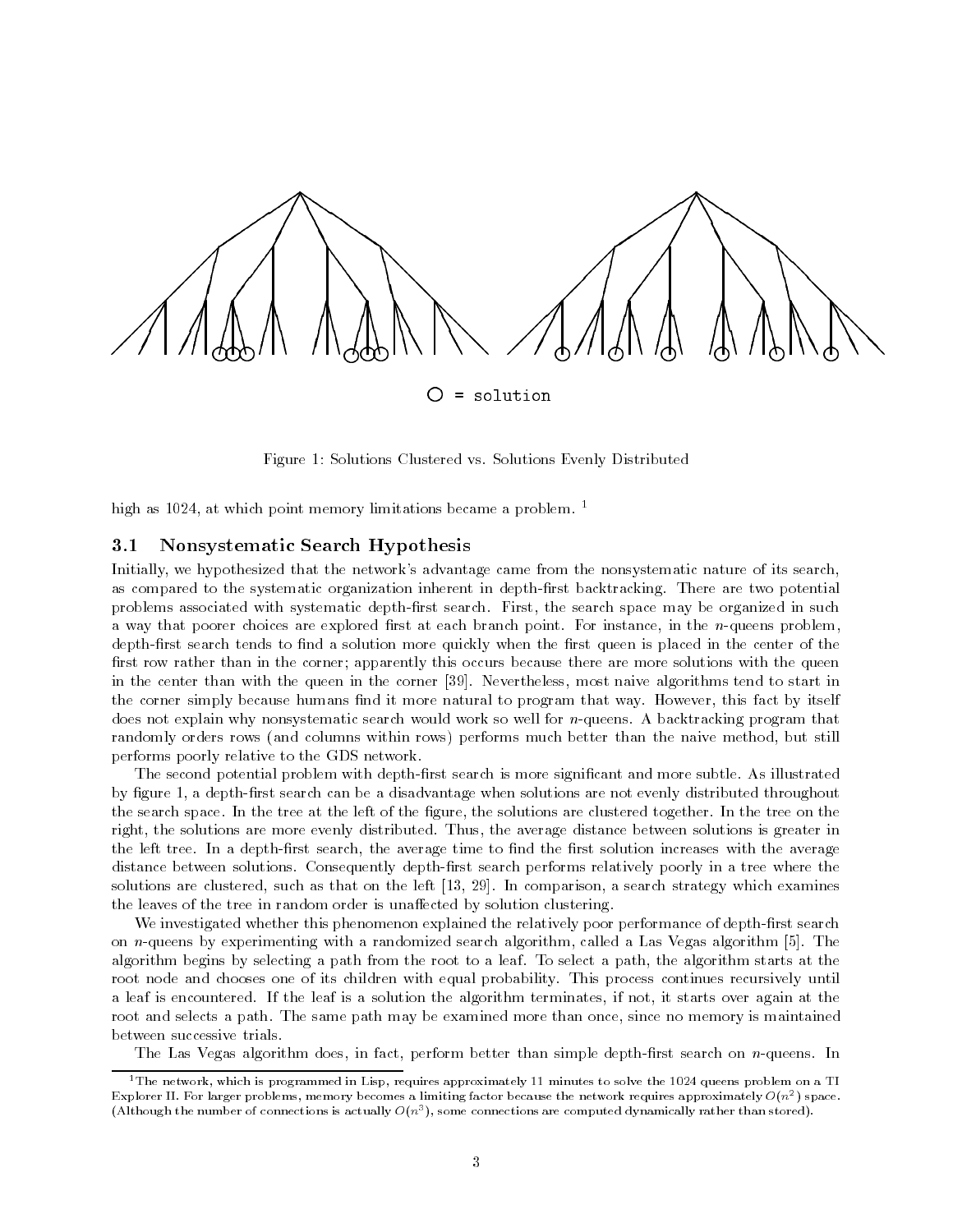○ = solution

Figure 1: Solutions Clustered vs. Solutions Evenly Distributed

high as 1024, at which point memory limitations became a problem. [1]

### 3.1 Nonsystematic Search Hypothesis

Initially, we hypothesized that the network's advantage came from the nonsystematic nature of its search, as compared to the systematic organization inherent in depth-first backtracking. There are two potential problems associated with systematic depth-first search. First, the search space may be organized in such a way that poorer choices are explored first at each branch point. For instance, in the $n$-queens problem, depth-first search tends to find a solution more quickly when the first queen is placed in the center of the first row rather than in the corner; apparently this occurs because there are more solutions with the queen in the center than with the queen in the corner [39]. Nevertheless, most naive algorithms tend to start in the corner simply because humans find it more natural to program that way. However, this fact by itself does not explain why nonsystematic search would work so well for $n$-queens. A backtracking program that randomly orders rows (and columns within rows) performs much better than the naive method, but still performs poorly relative to the GDS network.

The second potential problem with depth-first search is more significant and more subtle. As illustrated by figure 1, a depth-first search can be a disadvantage when solutions are not evenly distributed throughout the search space. In the tree at the left of the figure, the solutions are clustered together. In the tree on the right, the solutions are more evenly distributed. Thus, the average distance between solutions is greater in the left tree. In a depth-first search, the average time to find the first solution increases with the average distance between solutions. Consequently depth-first search performs relatively poorly in a tree where the solutions are clustered, such as that on the left [13, 29]. In comparison, a search strategy which examines the leaves of the tree in random order is unaffected by solution clustering.

We investigated whether this phenomenon explained the relatively poor performance of depth-first search on $n$-queens by experimenting with a randomized search algorithm, called a Las Vegas algorithm [5]. The algorithm begins by selecting a path from the root to a leaf. To select a path, the algorithm starts at the root node and chooses one of its children with equal probability. This process continues recursively until a leaf is encountered. If the leaf is a solution the algorithm terminates, if not, it starts over again at the root and selects a path. The same path may be examined more than once, since no memory is maintained between successive trials.

The Las Vegas algorithm does, in fact, perform better than simple depth-first search on $n$-queens. In

[1] The network, which is programmed in Lisp, requires approximately 11 minutes to solve the 1024 queens problem on a TI Explorer II. For larger problems, memory becomes a limiting factor because the network requires approximately $O(n^2)$ space. (Although the number of connections is actually $O(n^3)$, some connections are computed dynamically rather than stored).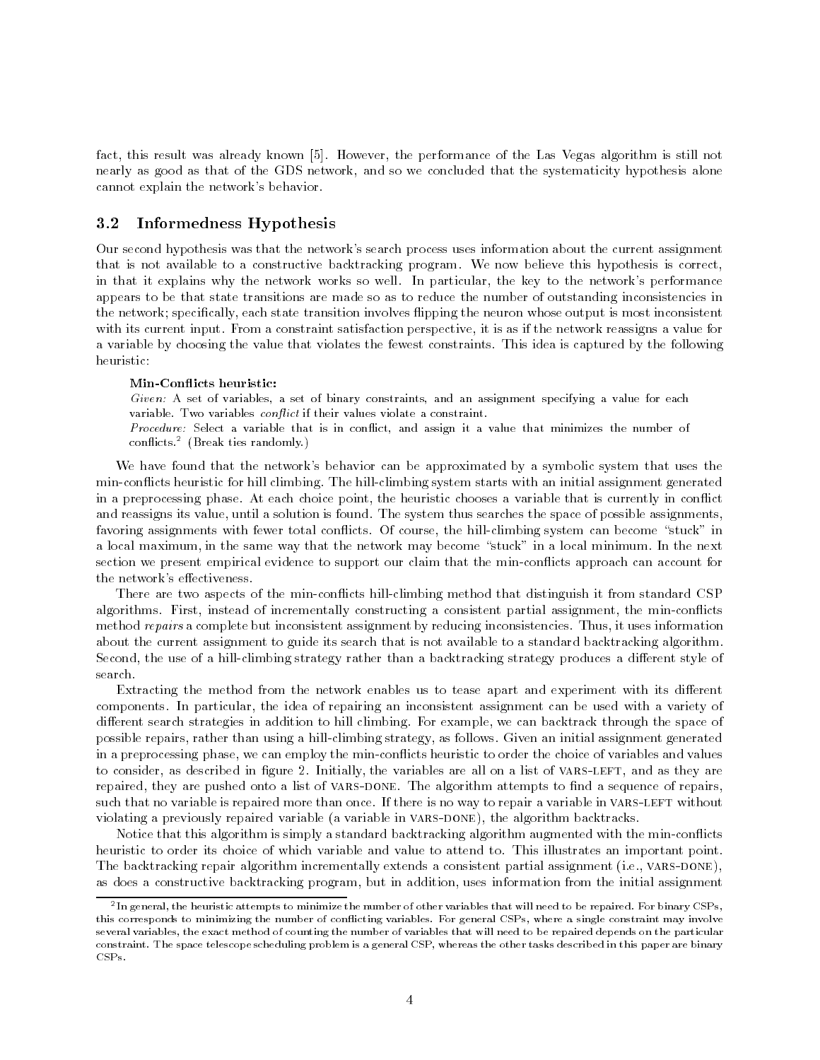fact, this result was already known [5]. However, the performance of the Las Vegas algorithm is still not nearly as good as that of the GDS network, and so we concluded that the systematicity hypothesis alone cannot explain the network's behavior.

### 3.2 Informedness Hypothesis

Our second hypothesis was that the network's search process uses information about the current assignment that is not available to a constructive backtracking program. We now believe this hypothesis is correct, in that it explains why the network works so well. In particular, the key to the network's performance appears to be that state transitions are made so as to reduce the number of outstanding inconsistencies in the network; specifically, each state transition involves flipping the neuron whose output is most inconsistent with its current input. From a constraint satisfaction perspective, it is as if the network reassigns a value for a variable by choosing the value that violates the fewest constraints. This idea is captured by the following heuristic:

> **Min-Conflicts heuristic:**
> *Given:* A set of variables, a set of binary constraints, and an assignment specifying a value for each variable. Two variables *conflict* if their values violate a constraint.
> *Procedure:* Select a variable that is in conflict, and assign it a value that minimizes the number of conflicts.[2] (Break ties randomly.)

We have found that the network's behavior can be approximated by a symbolic system that uses the min-conflicts heuristic for hill climbing. The hill-climbing system starts with an initial assignment generated in a preprocessing phase. At each choice point, the heuristic chooses a variable that is currently in conflict and reassigns its value, until a solution is found. The system thus searches the space of possible assignments, favoring assignments with fewer total conflicts. Of course, the hill-climbing system can become "stuck" in a local maximum, in the same way that the network may become "stuck" in a local minimum. In the next section we present empirical evidence to support our claim that the min-conflicts approach can account for the network's effectiveness.

There are two aspects of the min-conflicts hill-climbing method that distinguish it from standard CSP algorithms. First, instead of incrementally constructing a consistent partial assignment, the min-conflicts method *repairs* a complete but inconsistent assignment by reducing inconsistencies. Thus, it uses information about the current assignment to guide its search that is not available to a standard backtracking algorithm. Second, the use of a hill-climbing strategy rather than a backtracking strategy produces a different style of search.

Extracting the method from the network enables us to tease apart and experiment with its different components. In particular, the idea of repairing an inconsistent assignment can be used with a variety of different search strategies in addition to hill climbing. For example, we can backtrack through the space of possible repairs, rather than using a hill-climbing strategy, as follows. Given an initial assignment generated in a preprocessing phase, we can employ the min-conflicts heuristic to order the choice of variables and values to consider, as described in figure 2. Initially, the variables are all on a list of VARS-LEFT, and as they are repaired, they are pushed onto a list of VARS-DONE. The algorithm attempts to find a sequence of repairs, such that no variable is repaired more than once. If there is no way to repair a variable in VARS-LEFT without violating a previously repaired variable (a variable in VARS-DONE), the algorithm backtracks.

Notice that this algorithm is simply a standard backtracking algorithm augmented with the min-conflicts heuristic to order its choice of which variable and value to attend to. This illustrates an important point. The backtracking repair algorithm incrementally extends a consistent partial assignment (i.e., VARS-DONE), as does a constructive backtracking program, but in addition, uses information from the initial assignment

[2] In general, the heuristic attempts to minimize the number of other variables that will need to be repaired. For binary CSPs, this corresponds to minimizing the number of conflicting variables. For general CSPs, where a single constraint may involve several variables, the exact method of counting the number of variables that will need to be repaired depends on the particular constraint. The space telescope scheduling problem is a general CSP, whereas the other tasks described in this paper are binary CSPs.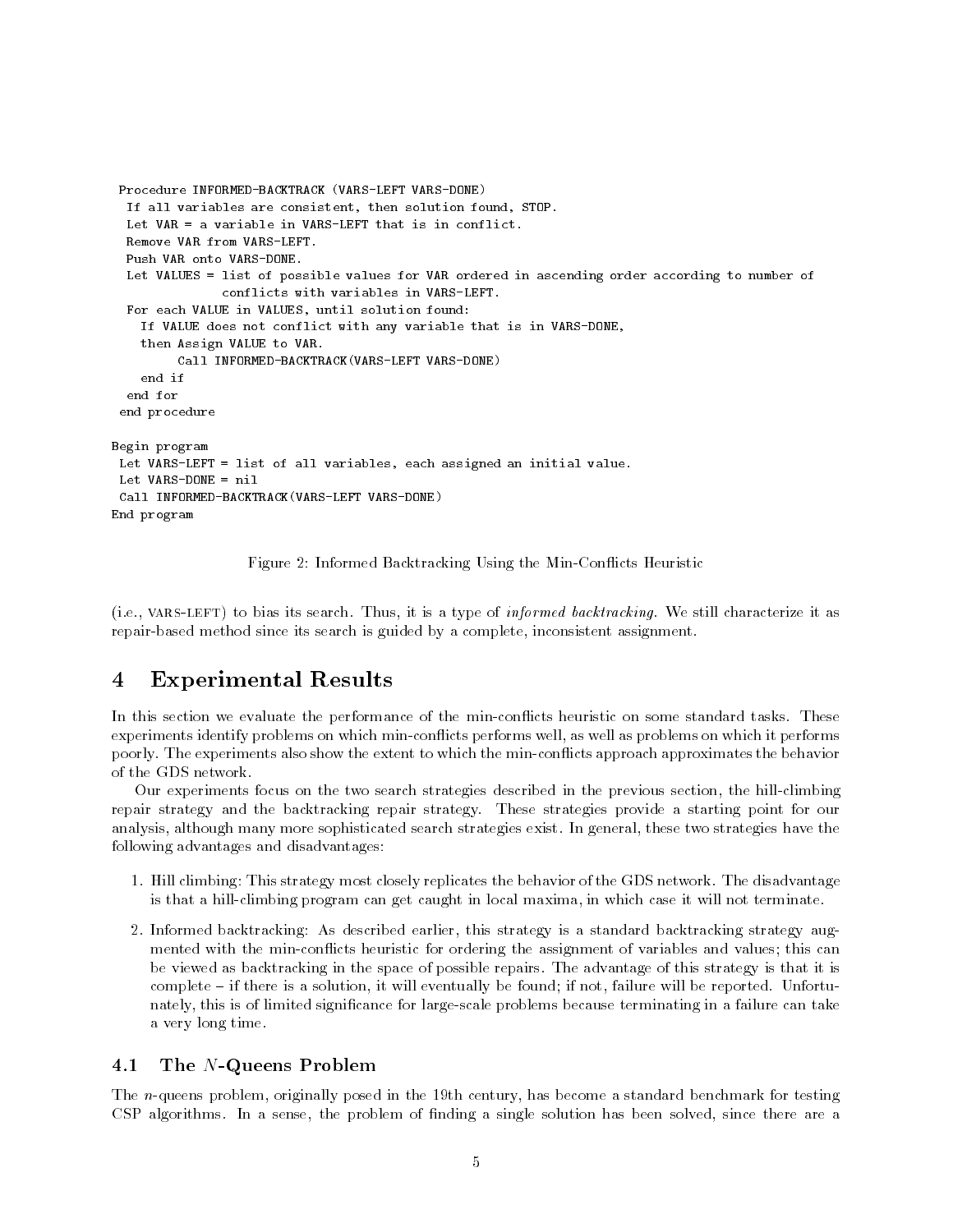```
Procedure INFORMED-BACKTRACK (VARS-LEFT VARS-DONE)
  If all variables are consistent, then solution found, STOP.
  Let VAR = a variable in VARS-LEFT that is in conflict.
  Remove VAR from VARS-LEFT.
  Push VAR onto VARS-DONE.
  Let VALUES = list of possible values for VAR ordered in ascending order according to number of
               conflicts with variables in VARS-LEFT.
  For each VALUE in VALUES, until solution found:
    If VALUE does not conflict with any variable that is in VARS-DONE,
    then Assign VALUE to VAR.
         Call INFORMED-BACKTRACK(VARS-LEFT VARS-DONE)
    end if
  end for
 end procedure

Begin program
 Let VARS-LEFT = list of all variables, each assigned an initial value.
 Let VARS-DONE = nil
 Call INFORMED-BACKTRACK(VARS-LEFT VARS-DONE)
End program
```

Figure 2: Informed Backtracking Using the Min-Conflicts Heuristic

(i.e., VARS-LEFT) to bias its search. Thus, it is a type of *informed backtracking*. We still characterize it as repair-based method since its search is guided by a complete, inconsistent assignment.

# 4 Experimental Results

In this section we evaluate the performance of the min-conflicts heuristic on some standard tasks. These experiments identify problems on which min-conflicts performs well, as well as problems on which it performs poorly. The experiments also show the extent to which the min-conflicts approach approximates the behavior of the GDS network.

Our experiments focus on the two search strategies described in the previous section, the hill-climbing repair strategy and the backtracking repair strategy. These strategies provide a starting point for our analysis, although many more sophisticated search strategies exist. In general, these two strategies have the following advantages and disadvantages:

1. Hill climbing: This strategy most closely replicates the behavior of the GDS network. The disadvantage is that a hill-climbing program can get caught in local maxima, in which case it will not terminate.
2. Informed backtracking: As described earlier, this strategy is a standard backtracking strategy augmented with the min-conflicts heuristic for ordering the assignment of variables and values; this can be viewed as backtracking in the space of possible repairs. The advantage of this strategy is that it is complete – if there is a solution, it will eventually be found; if not, failure will be reported. Unfortunately, this is of limited significance for large-scale problems because terminating in a failure can take a very long time.

## 4.1 The $N$-Queens Problem

The $n$-queens problem, originally posed in the 19th century, has become a standard benchmark for testing CSP algorithms. In a sense, the problem of finding a single solution has been solved, since there are a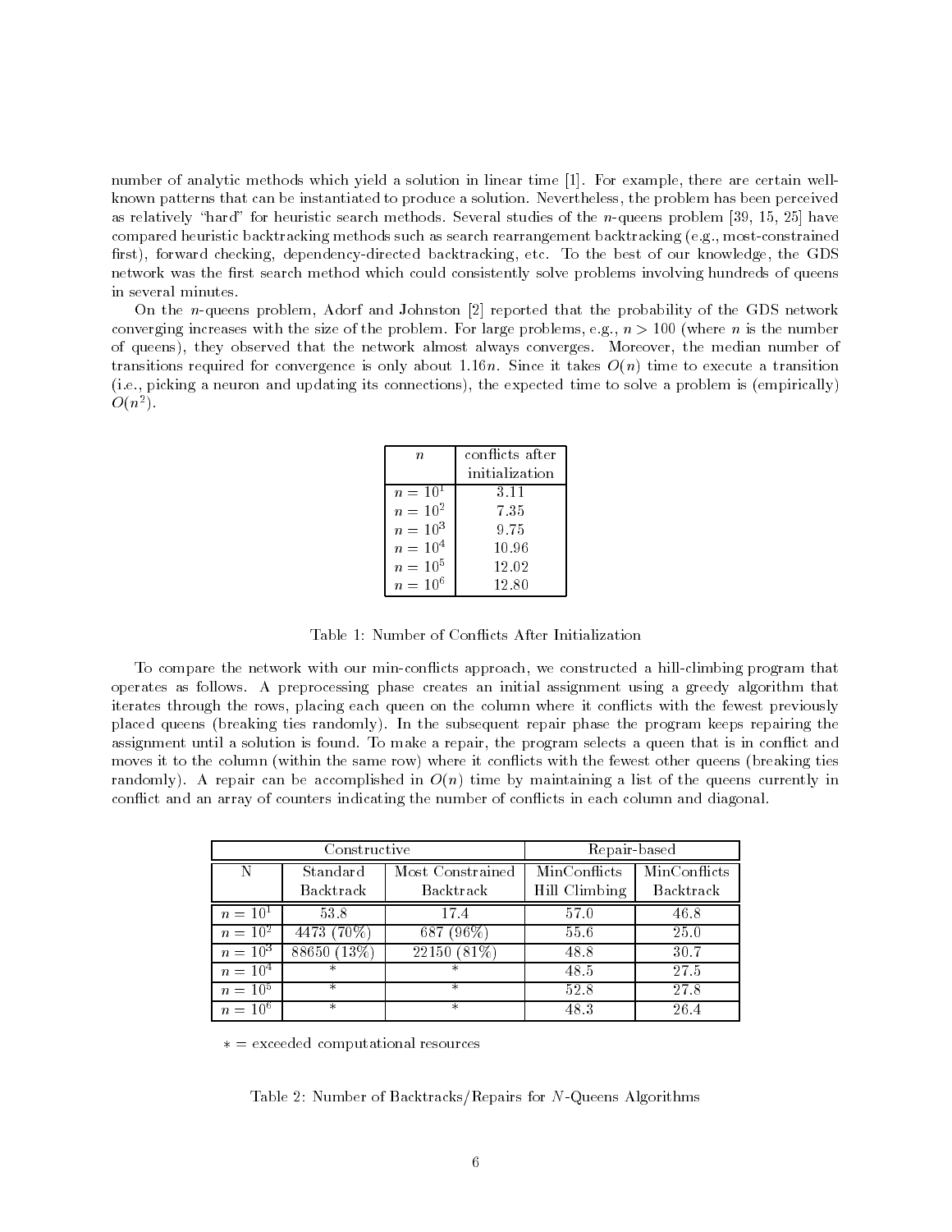number of analytic methods which yield a solution in linear time [1]. For example, there are certain well-known patterns that can be instantiated to produce a solution. Nevertheless, the problem has been perceived as relatively "hard" for heuristic search methods. Several studies of the $n$-queens problem [39, 15, 25] have compared heuristic backtracking methods such as search rearrangement backtracking (e.g., most-constrained first), forward checking, dependency-directed backtracking, etc. To the best of our knowledge, the GDS network was the first search method which could consistently solve problems involving hundreds of queens in several minutes.

On the $n$-queens problem, Adorf and Johnston [2] reported that the probability of the GDS network converging increases with the size of the problem. For large problems, e.g., $n > 100$ (where $n$ is the number of queens), they observed that the network almost always converges. Moreover, the median number of transitions required for convergence is only about $1.16n$. Since it takes $O(n)$ time to execute a transition (i.e., picking a neuron and updating its connections), the expected time to solve a problem is (empirically) $O(n^2)$.

| $n$ | conflicts after initialization |
|---|---|
| $n = 10^1$ | 3.11 |
| $n = 10^2$ | 7.35 |
| $n = 10^3$ | 9.75 |
| $n = 10^4$ | 10.96 |
| $n = 10^5$ | 12.02 |
| $n = 10^6$ | 12.80 |

Table 1: Number of Conflicts After Initialization

To compare the network with our min-conflicts approach, we constructed a hill-climbing program that operates as follows. A preprocessing phase creates an initial assignment using a greedy algorithm that iterates through the rows, placing each queen on the column where it conflicts with the fewest previously placed queens (breaking ties randomly). In the subsequent repair phase the program keeps repairing the assignment until a solution is found. To make a repair, the program selects a queen that is in conflict and moves it to the column (within the same row) where it conflicts with the fewest other queens (breaking ties randomly). A repair can be accomplished in $O(n)$ time by maintaining a list of the queens currently in conflict and an array of counters indicating the number of conflicts in each column and diagonal.

| | Constructive | | Repair-based | |
|---|---|---|---|---|
| N | Standard Backtrack | Most Constrained Backtrack | MinConflicts Hill Climbing | MinConflicts Backtrack |
| $n = 10^1$ | 53.8 | 17.4 | 57.0 | 46.8 |
| $n = 10^2$ | 4473 (70%) | 687 (96%) | 55.6 | 25.0 |
| $n = 10^3$ | 88650 (13%) | 22150 (81%) | 48.8 | 30.7 |
| $n = 10^4$ | * | * | 48.5 | 27.5 |
| $n = 10^5$ | * | * | 52.8 | 27.8 |
| $n = 10^6$ | * | * | 48.3 | 26.4 |

$*$ = exceeded computational resources

Table 2: Number of Backtracks/Repairs for $N$-Queens Algorithms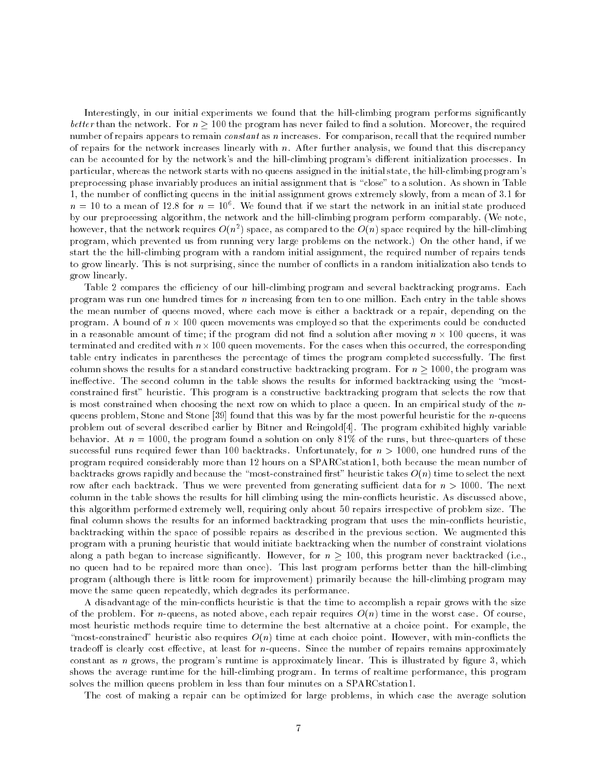Interestingly, in our initial experiments we found that the hill-climbing program performs significantly *better* than the network. For $n \geq 100$ the program has never failed to find a solution. Moreover, the required number of repairs appears to remain *constant* as $n$ increases. For comparison, recall that the required number of repairs for the network increases linearly with $n$. After further analysis, we found that this discrepancy can be accounted for by the network's and the hill-climbing program's different initialization processes. In particular, whereas the network starts with no queens assigned in the initial state, the hill-climbing program's preprocessing phase invariably produces an initial assignment that is "close" to a solution. As shown in Table 1, the number of conflicting queens in the initial assignment grows extremely slowly, from a mean of 3.1 for $n = 10$ to a mean of 12.8 for $n = 10^6$. We found that if we start the network in an initial state produced by our preprocessing algorithm, the network and the hill-climbing program perform comparably. (We note, however, that the network requires $O(n^2)$ space, as compared to the $O(n)$ space required by the hill-climbing program, which prevented us from running very large problems on the network.) On the other hand, if we start the the hill-climbing program with a random initial assignment, the required number of repairs tends to grow linearly. This is not surprising, since the number of conflicts in a random initialization also tends to grow linearly.

Table 2 compares the efficiency of our hill-climbing program and several backtracking programs. Each program was run one hundred times for $n$ increasing from ten to one million. Each entry in the table shows the mean number of queens moved, where each move is either a backtrack or a repair, depending on the program. A bound of $n \times 100$ queen movements was employed so that the experiments could be conducted in a reasonable amount of time; if the program did not find a solution after moving $n \times 100$ queens, it was terminated and credited with $n \times 100$ queen movements. For the cases when this occurred, the corresponding table entry indicates in parentheses the percentage of times the program completed successfully. The first column shows the results for a standard constructive backtracking program. For $n \geq 1000$, the program was ineffective. The second column in the table shows the results for informed backtracking using the "most-constrained first" heuristic. This program is a constructive backtracking program that selects the row that is most constrained when choosing the next row on which to place a queen. In an empirical study of the $n$-queens problem, Stone and Stone [39] found that this was by far the most powerful heuristic for the $n$-queens problem out of several described earlier by Bitner and Reingold[4]. The program exhibited highly variable behavior. At $n = 1000$, the program found a solution on only 81% of the runs, but three-quarters of these successful runs required fewer than 100 backtracks. Unfortunately, for $n > 1000$, one hundred runs of the program required considerably more than 12 hours on a SPARCstation1, both because the mean number of backtracks grows rapidly and because the "most-constrained first" heuristic takes $O(n)$ time to select the next row after each backtrack. Thus we were prevented from generating sufficient data for $n > 1000$. The next column in the table shows the results for hill climbing using the min-conflicts heuristic. As discussed above, this algorithm performed extremely well, requiring only about 50 repairs irrespective of problem size. The final column shows the results for an informed backtracking program that uses the min-conflicts heuristic, backtracking within the space of possible repairs as described in the previous section. We augmented this program with a pruning heuristic that would initiate backtracking when the number of constraint violations along a path began to increase significantly. However, for $n \geq 100$, this program never backtracked (i.e., no queen had to be repaired more than once). This last program performs better than the hill-climbing program (although there is little room for improvement) primarily because the hill-climbing program may move the same queen repeatedly, which degrades its performance.

A disadvantage of the min-conflicts heuristic is that the time to accomplish a repair grows with the size of the problem. For $n$-queens, as noted above, each repair requires $O(n)$ time in the worst case. Of course, most heuristic methods require time to determine the best alternative at a choice point. For example, the "most-constrained" heuristic also requires $O(n)$ time at each choice point. However, with min-conflicts the tradeoff is clearly cost effective, at least for $n$-queens. Since the number of repairs remains approximately constant as $n$ grows, the program's runtime is approximately linear. This is illustrated by figure 3, which shows the average runtime for the hill-climbing program. In terms of realtime performance, this program solves the million queens problem in less than four minutes on a SPARCstation1.

The cost of making a repair can be optimized for large problems, in which case the average solution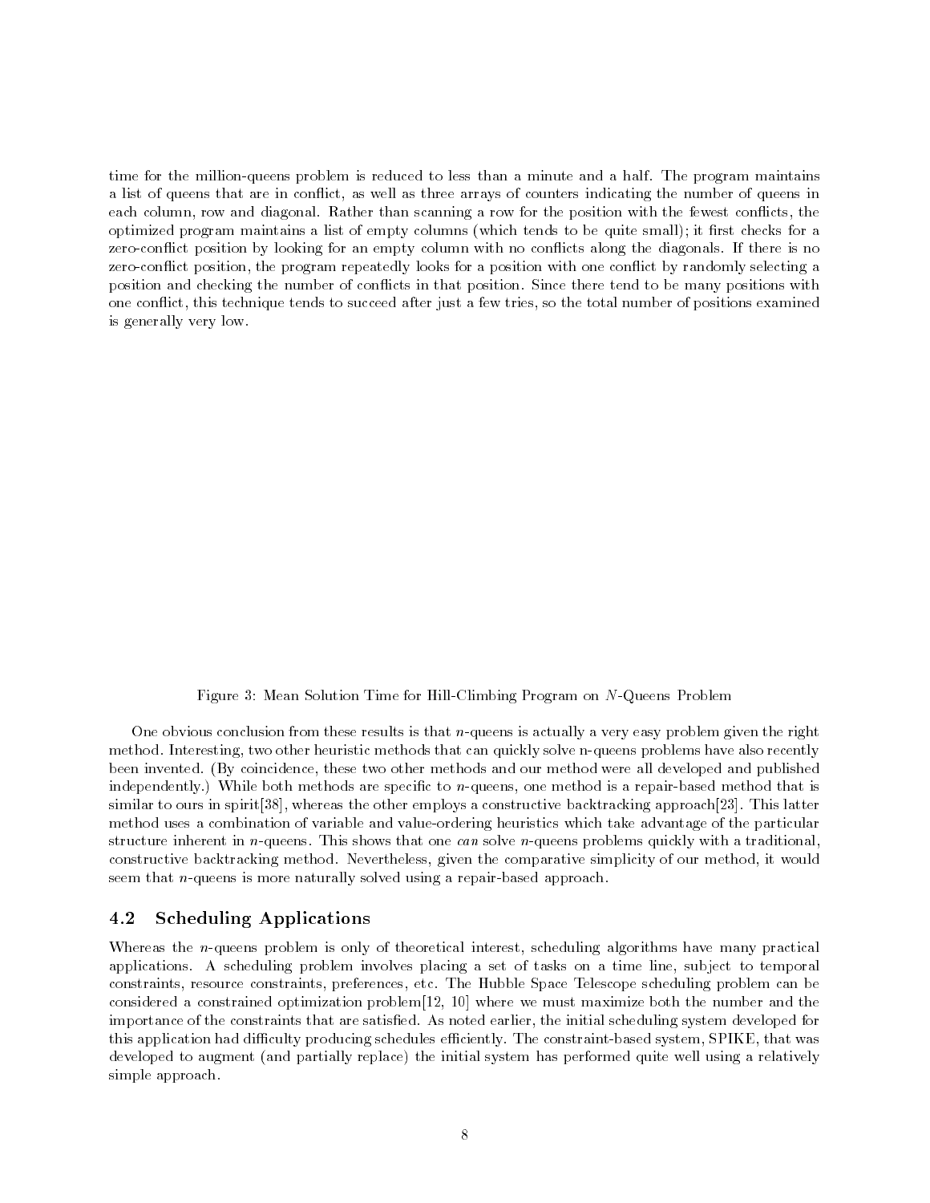time for the million-queens problem is reduced to less than a minute and a half. The program maintains a list of queens that are in conflict, as well as three arrays of counters indicating the number of queens in each column, row and diagonal. Rather than scanning a row for the position with the fewest conflicts, the optimized program maintains a list of empty columns (which tends to be quite small); it first checks for a zero-conflict position by looking for an empty column with no conflicts along the diagonals. If there is no zero-conflict position, the program repeatedly looks for a position with one conflict by randomly selecting a position and checking the number of conflicts in that position. Since there tend to be many positions with one conflict, this technique tends to succeed after just a few tries, so the total number of positions examined is generally very low.

Figure 3: Mean Solution Time for Hill-Climbing Program on $N$-Queens Problem

One obvious conclusion from these results is that $n$-queens is actually a very easy problem given the right method. Interesting, two other heuristic methods that can quickly solve n-queens problems have also recently been invented. (By coincidence, these two other methods and our method were all developed and published independently.) While both methods are specific to $n$-queens, one method is a repair-based method that is similar to ours in spirit[38], whereas the other employs a constructive backtracking approach[23]. This latter method uses a combination of variable and value-ordering heuristics which take advantage of the particular structure inherent in $n$-queens. This shows that one *can* solve $n$-queens problems quickly with a traditional, constructive backtracking method. Nevertheless, given the comparative simplicity of our method, it would seem that $n$-queens is more naturally solved using a repair-based approach.

## 4.2 Scheduling Applications

Whereas the $n$-queens problem is only of theoretical interest, scheduling algorithms have many practical applications. A scheduling problem involves placing a set of tasks on a time line, subject to temporal constraints, resource constraints, preferences, etc. The Hubble Space Telescope scheduling problem can be considered a constrained optimization problem[12, 10] where we must maximize both the number and the importance of the constraints that are satisfied. As noted earlier, the initial scheduling system developed for this application had difficulty producing schedules efficiently. The constraint-based system, SPIKE, that was developed to augment (and partially replace) the initial system has performed quite well using a relatively simple approach.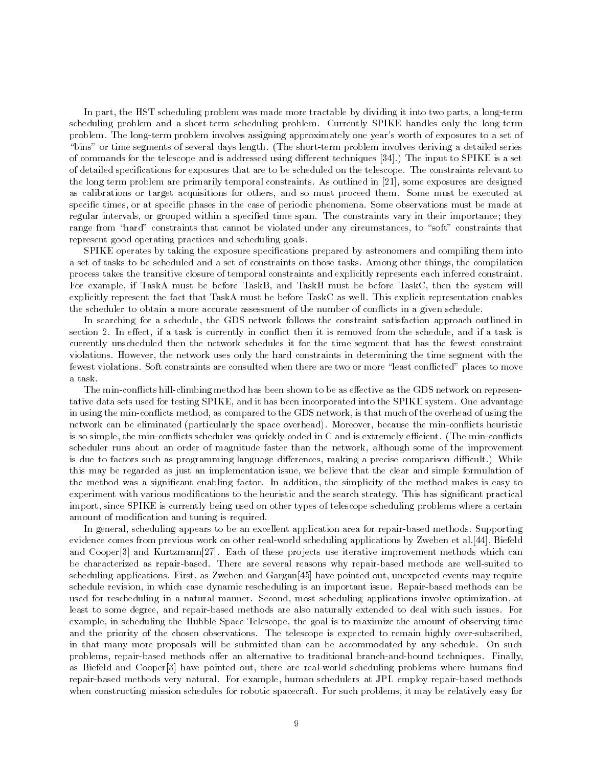In part, the HST scheduling problem was made more tractable by dividing it into two parts, a long-term scheduling problem and a short-term scheduling problem. Currently SPIKE handles only the long-term problem. The long-term problem involves assigning approximately one year's worth of exposures to a set of "bins" or time segments of several days length. (The short-term problem involves deriving a detailed series of commands for the telescope and is addressed using different techniques [34].) The input to SPIKE is a set of detailed specifications for exposures that are to be scheduled on the telescope. The constraints relevant to the long term problem are primarily temporal constraints. As outlined in [21], some exposures are designed as calibrations or target acquisitions for others, and so must proceed them. Some must be executed at specific times, or at specific phases in the case of periodic phenomena. Some observations must be made at regular intervals, or grouped within a specified time span. The constraints vary in their importance; they range from "hard" constraints that cannot be violated under any circumstances, to "soft" constraints that represent good operating practices and scheduling goals.

SPIKE operates by taking the exposure specifications prepared by astronomers and compiling them into a set of tasks to be scheduled and a set of constraints on those tasks. Among other things, the compilation process takes the transitive closure of temporal constraints and explicitly represents each inferred constraint. For example, if TaskA must be before TaskB, and TaskB must be before TaskC, then the system will explicitly represent the fact that TaskA must be before TaskC as well. This explicit representation enables the scheduler to obtain a more accurate assessment of the number of conflicts in a given schedule.

In searching for a schedule, the GDS network follows the constraint satisfaction approach outlined in section 2. In effect, if a task is currently in conflict then it is removed from the schedule, and if a task is currently unscheduled then the network schedules it for the time segment that has the fewest constraint violations. However, the network uses only the hard constraints in determining the time segment with the fewest violations. Soft constraints are consulted when there are two or more "least conflicted" places to move a task.

The min-conflicts hill-climbing method has been shown to be as effective as the GDS network on representative data sets used for testing SPIKE, and it has been incorporated into the SPIKE system. One advantage in using the min-conflicts method, as compared to the GDS network, is that much of the overhead of using the network can be eliminated (particularly the space overhead). Moreover, because the min-conflicts heuristic is so simple, the min-conflicts scheduler was quickly coded in C and is extremely efficient. (The min-conflicts scheduler runs about an order of magnitude faster than the network, although some of the improvement is due to factors such as programming language differences, making a precise comparison difficult.) While this may be regarded as just an implementation issue, we believe that the clear and simple formulation of the method was a significant enabling factor. In addition, the simplicity of the method makes is easy to experiment with various modifications to the heuristic and the search strategy. This has significant practical import, since SPIKE is currently being used on other types of telescope scheduling problems where a certain amount of modification and tuning is required.

In general, scheduling appears to be an excellent application area for repair-based methods. Supporting evidence comes from previous work on other real-world scheduling applications by Zweben et al.[44], Biefeld and Cooper[3] and Kurtzmann[27]. Each of these projects use iterative improvement methods which can be characterized as repair-based. There are several reasons why repair-based methods are well-suited to scheduling applications. First, as Zweben and Gargan[45] have pointed out, unexpected events may require schedule revision, in which case dynamic rescheduling is an important issue. Repair-based methods can be used for rescheduling in a natural manner. Second, most scheduling applications involve optimization, at least to some degree, and repair-based methods are also naturally extended to deal with such issues. For example, in scheduling the Hubble Space Telescope, the goal is to maximize the amount of observing time and the priority of the chosen observations. The telescope is expected to remain highly over-subscribed, in that many more proposals will be submitted than can be accommodated by any schedule. On such problems, repair-based methods offer an alternative to traditional branch-and-bound techniques. Finally, as Biefeld and Cooper[3] have pointed out, there are real-world scheduling problems where humans find repair-based methods very natural. For example, human schedulers at JPL employ repair-based methods when constructing mission schedules for robotic spacecraft. For such problems, it may be relatively easy for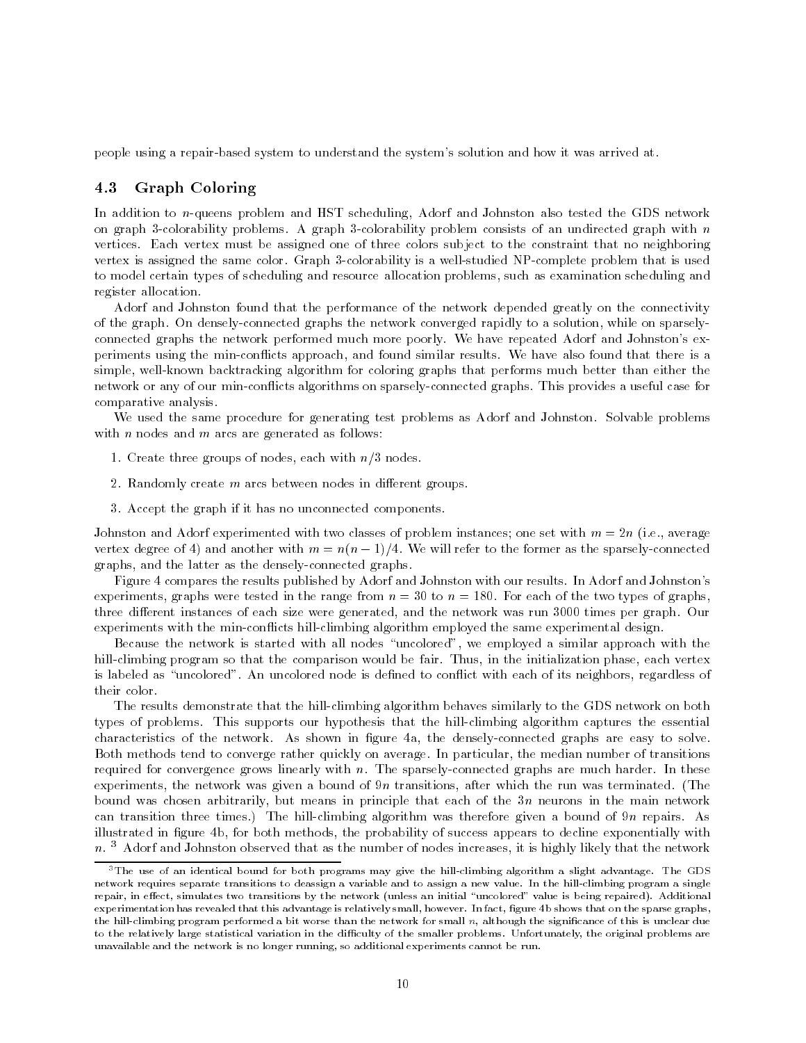people using a repair-based system to understand the system's solution and how it was arrived at.

### 4.3 Graph Coloring

In addition to $n$-queens problem and HST scheduling, Adorf and Johnston also tested the GDS network on graph 3-colorability problems. A graph 3-colorability problem consists of an undirected graph with $n$ vertices. Each vertex must be assigned one of three colors subject to the constraint that no neighboring vertex is assigned the same color. Graph 3-colorability is a well-studied NP-complete problem that is used to model certain types of scheduling and resource allocation problems, such as examination scheduling and register allocation.

Adorf and Johnston found that the performance of the network depended greatly on the connectivity of the graph. On densely-connected graphs the network converged rapidly to a solution, while on sparsely-connected graphs the network performed much more poorly. We have repeated Adorf and Johnston's experiments using the min-conflicts approach, and found similar results. We have also found that there is a simple, well-known backtracking algorithm for coloring graphs that performs much better than either the network or any of our min-conflicts algorithms on sparsely-connected graphs. This provides a useful case for comparative analysis.

We used the same procedure for generating test problems as Adorf and Johnston. Solvable problems with $n$ nodes and $m$ arcs are generated as follows:

1. Create three groups of nodes, each with $n/3$ nodes.
2. Randomly create $m$ arcs between nodes in different groups.
3. Accept the graph if it has no unconnected components.

Johnston and Adorf experimented with two classes of problem instances; one set with $m = 2n$ (i.e., average vertex degree of 4) and another with $m = n(n-1)/4$. We will refer to the former as the sparsely-connected graphs, and the latter as the densely-connected graphs.

Figure 4 compares the results published by Adorf and Johnston with our results. In Adorf and Johnston's experiments, graphs were tested in the range from $n = 30$ to $n = 180$. For each of the two types of graphs, three different instances of each size were generated, and the network was run 3000 times per graph. Our experiments with the min-conflicts hill-climbing algorithm employed the same experimental design.

Because the network is started with all nodes "uncolored", we employed a similar approach with the hill-climbing program so that the comparison would be fair. Thus, in the initialization phase, each vertex is labeled as "uncolored". An uncolored node is defined to conflict with each of its neighbors, regardless of their color.

The results demonstrate that the hill-climbing algorithm behaves similarly to the GDS network on both types of problems. This supports our hypothesis that the hill-climbing algorithm captures the essential characteristics of the network. As shown in figure 4a, the densely-connected graphs are easy to solve. Both methods tend to converge rather quickly on average. In particular, the median number of transitions required for convergence grows linearly with $n$. The sparsely-connected graphs are much harder. In these experiments, the network was given a bound of $9n$ transitions, after which the run was terminated. (The bound was chosen arbitrarily, but means in principle that each of the $3n$ neurons in the main network can transition three times.) The hill-climbing algorithm was therefore given a bound of $9n$ repairs. As illustrated in figure 4b, for both methods, the probability of success appears to decline exponentially with $n$. [3] Adorf and Johnston observed that as the number of nodes increases, it is highly likely that the network

[3] The use of an identical bound for both programs may give the hill-climbing algorithm a slight advantage. The GDS network requires separate transitions to deassign a variable and to assign a new value. In the hill-climbing program a single repair, in effect, simulates two transitions by the network (unless an initial "uncolored" value is being repaired). Additional experimentation has revealed that this advantage is relatively small, however. In fact, figure 4b shows that on the sparse graphs, the hill-climbing program performed a bit worse than the network for small $n$, although the significance of this is unclear due to the relatively large statistical variation in the difficulty of the smaller problems. Unfortunately, the original problems are unavailable and the network is no longer running, so additional experiments cannot be run.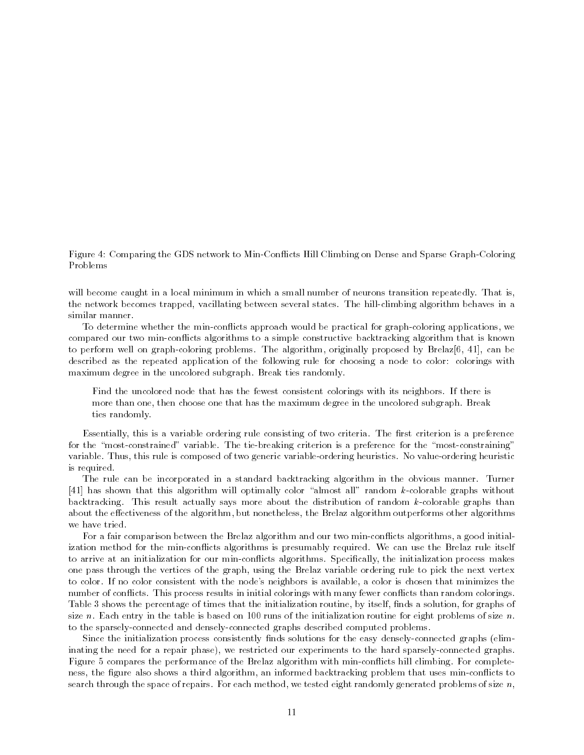Figure 4: Comparing the GDS network to Min-Conflicts Hill Climbing on Dense and Sparse Graph-Coloring Problems

will become caught in a local minimum in which a small number of neurons transition repeatedly. That is, the network becomes trapped, vacillating between several states. The hill-climbing algorithm behaves in a similar manner.

To determine whether the min-conflicts approach would be practical for graph-coloring applications, we compared our two min-conflicts algorithms to a simple constructive backtracking algorithm that is known to perform well on graph-coloring problems. The algorithm, originally proposed by Brelaz[6, 41], can be described as the repeated application of the following rule for choosing a node to color: colorings with maximum degree in the uncolored subgraph. Break ties randomly.

> Find the uncolored node that has the fewest consistent colorings with its neighbors. If there is more than one, then choose one that has the maximum degree in the uncolored subgraph. Break ties randomly.

Essentially, this is a variable ordering rule consisting of two criteria. The first criterion is a preference for the "most-constrained" variable. The tie-breaking criterion is a preference for the "most-constraining" variable. Thus, this rule is composed of two generic variable-ordering heuristics. No value-ordering heuristic is required.

The rule can be incorporated in a standard backtracking algorithm in the obvious manner. Turner [41] has shown that this algorithm will optimally color "almost all" random $k$-colorable graphs without backtracking. This result actually says more about the distribution of random $k$-colorable graphs than about the effectiveness of the algorithm, but nonetheless, the Brelaz algorithm outperforms other algorithms we have tried.

For a fair comparison between the Brelaz algorithm and our two min-conflicts algorithms, a good initialization method for the min-conflicts algorithms is presumably required. We can use the Brelaz rule itself to arrive at an initialization for our min-conflicts algorithms. Specifically, the initialization process makes one pass through the vertices of the graph, using the Brelaz variable ordering rule to pick the next vertex to color. If no color consistent with the node's neighbors is available, a color is chosen that minimizes the number of conflicts. This process results in initial colorings with many fewer conflicts than random colorings. Table 3 shows the percentage of times that the initialization routine, by itself, finds a solution, for graphs of size $n$. Each entry in the table is based on 100 runs of the initialization routine for eight problems of size $n$. to the sparsely-connected and densely-connected graphs described computed problems.

Since the initialization process consistently finds solutions for the easy densely-connected graphs (eliminating the need for a repair phase), we restricted our experiments to the hard sparsely-connected graphs. Figure 5 compares the performance of the Brelaz algorithm with min-conflicts hill climbing. For completeness, the figure also shows a third algorithm, an informed backtracking problem that uses min-conflicts to search through the space of repairs. For each method, we tested eight randomly generated problems of size $n$,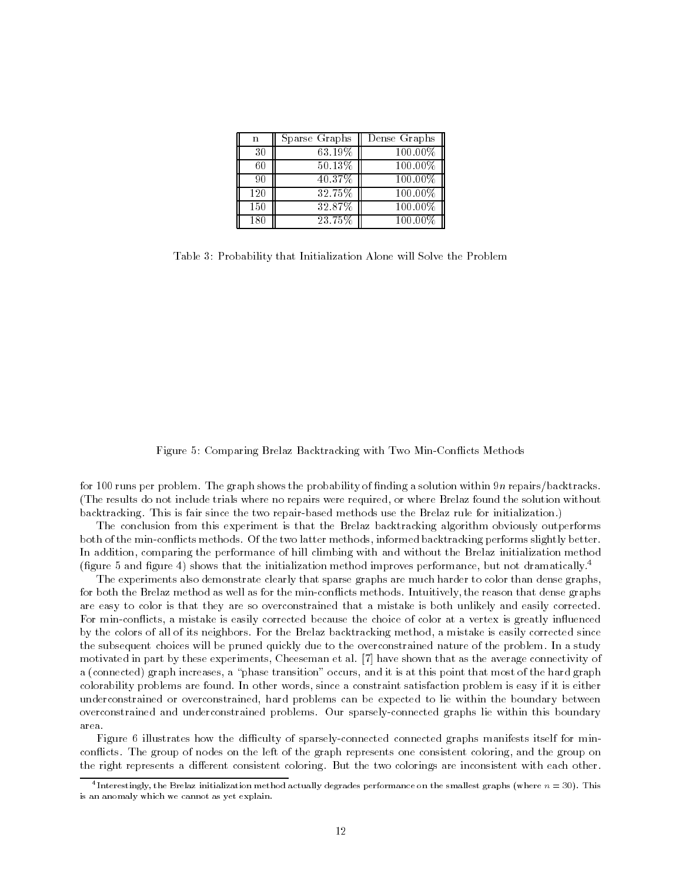| n | Sparse Graphs | Dense Graphs |
|---|---|---|
| 30 | 63.19% | 100.00% |
| 60 | 50.13% | 100.00% |
| 90 | 40.37% | 100.00% |
| 120 | 32.75% | 100.00% |
| 150 | 32.87% | 100.00% |
| 180 | 23.75% | 100.00% |

Table 3: Probability that Initialization Alone will Solve the Problem

Figure 5: Comparing Brelaz Backtracking with Two Min-Conflicts Methods

for 100 runs per problem. The graph shows the probability of finding a solution within $9n$ repairs/backtracks. (The results do not include trials where no repairs were required, or where Brelaz found the solution without backtracking. This is fair since the two repair-based methods use the Brelaz rule for initialization.)

The conclusion from this experiment is that the Brelaz backtracking algorithm obviously outperforms both of the min-conflicts methods. Of the two latter methods, informed backtracking performs slightly better. In addition, comparing the performance of hill climbing with and without the Brelaz initialization method (figure 5 and figure 4) shows that the initialization method improves performance, but not dramatically.[4]

The experiments also demonstrate clearly that sparse graphs are much harder to color than dense graphs, for both the Brelaz method as well as for the min-conflicts methods. Intuitively, the reason that dense graphs are easy to color is that they are so overconstrained that a mistake is both unlikely and easily corrected. For min-conflicts, a mistake is easily corrected because the choice of color at a vertex is greatly influenced by the colors of all of its neighbors. For the Brelaz backtracking method, a mistake is easily corrected since the subsequent choices will be pruned quickly due to the overconstrained nature of the problem. In a study motivated in part by these experiments, Cheeseman et al. [7] have shown that as the average connectivity of a (connected) graph increases, a "phase transition" occurs, and it is at this point that most of the hard graph colorability problems are found. In other words, since a constraint satisfaction problem is easy if it is either underconstrained or overconstrained, hard problems can be expected to lie within the boundary between overconstrained and underconstrained problems. Our sparsely-connected graphs lie within this boundary area.

Figure 6 illustrates how the difficulty of sparsely-connected connected graphs manifests itself for min-conflicts. The group of nodes on the left of the graph represents one consistent coloring, and the group on the right represents a different consistent coloring. But the two colorings are inconsistent with each other.

[4] Interestingly, the Brelaz initialization method actually degrades performance on the smallest graphs (where $n = 30$). This is an anomaly which we cannot as yet explain.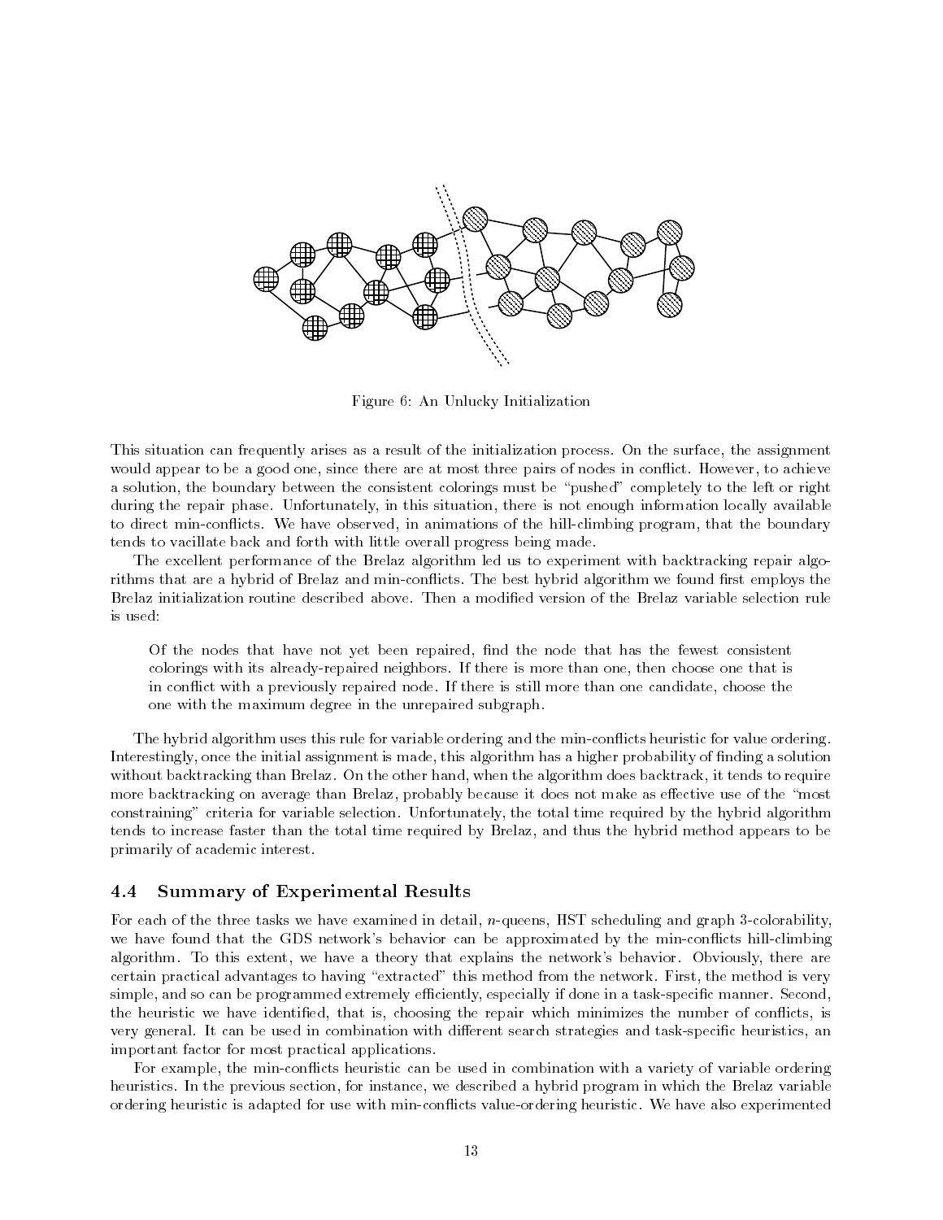Figure 6: An Unlucky Initialization

This situation can frequently arises as a result of the initialization process. On the surface, the assignment would appear to be a good one, since there are at most three pairs of nodes in conflict. However, to achieve a solution, the boundary between the consistent colorings must be "pushed" completely to the left or right during the repair phase. Unfortunately, in this situation, there is not enough information locally available to direct min-conflicts. We have observed, in animations of the hill-climbing program, that the boundary tends to vacillate back and forth with little overall progress being made.

The excellent performance of the Brelaz algorithm led us to experiment with backtracking repair algorithms that are a hybrid of Brelaz and min-conflicts. The best hybrid algorithm we found first employs the Brelaz initialization routine described above. Then a modified version of the Brelaz variable selection rule is used:

> Of the nodes that have not yet been repaired, find the node that has the fewest consistent colorings with its already-repaired neighbors. If there is more than one, then choose one that is in conflict with a previously repaired node. If there is still more than one candidate, choose the one with the maximum degree in the unrepaired subgraph.

The hybrid algorithm uses this rule for variable ordering and the min-conflicts heuristic for value ordering. Interestingly, once the initial assignment is made, this algorithm has a higher probability of finding a solution without backtracking than Brelaz. On the other hand, when the algorithm does backtrack, it tends to require more backtracking on average than Brelaz, probably because it does not make as effective use of the "most constraining" criteria for variable selection. Unfortunately, the total time required by the hybrid algorithm tends to increase faster than the total time required by Brelaz, and thus the hybrid method appears to be primarily of academic interest.

## 4.4 Summary of Experimental Results

For each of the three tasks we have examined in detail, $n$-queens, HST scheduling and graph 3-colorability, we have found that the GDS network's behavior can be approximated by the min-conflicts hill-climbing algorithm. To this extent, we have a theory that explains the network's behavior. Obviously, there are certain practical advantages to having "extracted" this method from the network. First, the method is very simple, and so can be programmed extremely efficiently, especially if done in a task-specific manner. Second, the heuristic we have identified, that is, choosing the repair which minimizes the number of conflicts, is very general. It can be used in combination with different search strategies and task-specific heuristics, an important factor for most practical applications.

For example, the min-conflicts heuristic can be used in combination with a variety of variable ordering heuristics. In the previous section, for instance, we described a hybrid program in which the Brelaz variable ordering heuristic is adapted for use with min-conflicts value-ordering heuristic. We have also experimented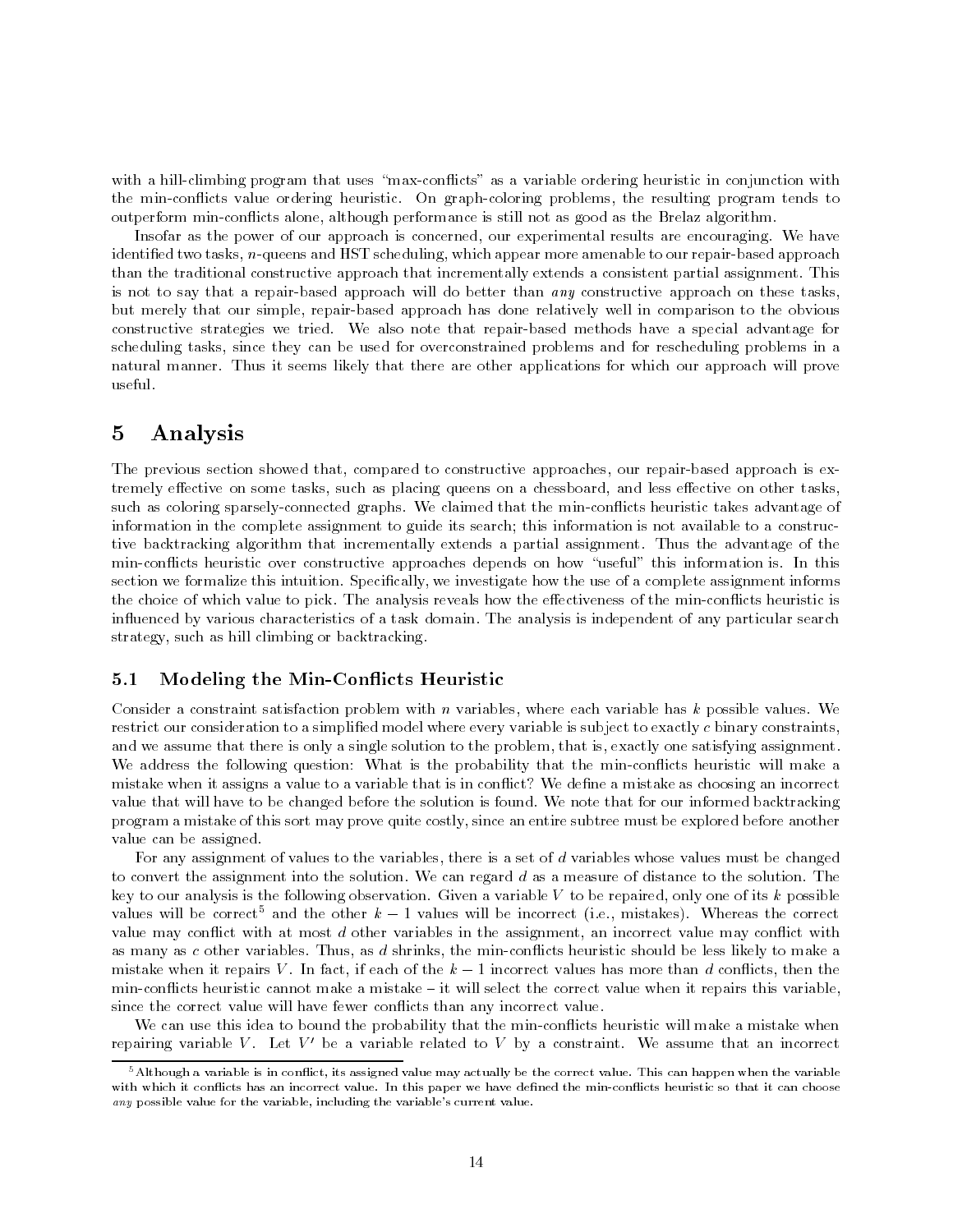with a hill-climbing program that uses "max-conflicts" as a variable ordering heuristic in conjunction with the min-conflicts value ordering heuristic. On graph-coloring problems, the resulting program tends to outperform min-conflicts alone, although performance is still not as good as the Brelaz algorithm.

Insofar as the power of our approach is concerned, our experimental results are encouraging. We have identified two tasks, $n$-queens and HST scheduling, which appear more amenable to our repair-based approach than the traditional constructive approach that incrementally extends a consistent partial assignment. This is not to say that a repair-based approach will do better than *any* constructive approach on these tasks, but merely that our simple, repair-based approach has done relatively well in comparison to the obvious constructive strategies we tried. We also note that repair-based methods have a special advantage for scheduling tasks, since they can be used for overconstrained problems and for rescheduling problems in a natural manner. Thus it seems likely that there are other applications for which our approach will prove useful.

# 5 Analysis

The previous section showed that, compared to constructive approaches, our repair-based approach is extremely effective on some tasks, such as placing queens on a chessboard, and less effective on other tasks, such as coloring sparsely-connected graphs. We claimed that the min-conflicts heuristic takes advantage of information in the complete assignment to guide its search; this information is not available to a constructive backtracking algorithm that incrementally extends a partial assignment. Thus the advantage of the min-conflicts heuristic over constructive approaches depends on how "useful" this information is. In this section we formalize this intuition. Specifically, we investigate how the use of a complete assignment informs the choice of which value to pick. The analysis reveals how the effectiveness of the min-conflicts heuristic is influenced by various characteristics of a task domain. The analysis is independent of any particular search strategy, such as hill climbing or backtracking.

## 5.1 Modeling the Min-Conflicts Heuristic

Consider a constraint satisfaction problem with $n$ variables, where each variable has $k$ possible values. We restrict our consideration to a simplified model where every variable is subject to exactly $c$ binary constraints, and we assume that there is only a single solution to the problem, that is, exactly one satisfying assignment. We address the following question: What is the probability that the min-conflicts heuristic will make a mistake when it assigns a value to a variable that is in conflict? We define a mistake as choosing an incorrect value that will have to be changed before the solution is found. We note that for our informed backtracking program a mistake of this sort may prove quite costly, since an entire subtree must be explored before another value can be assigned.

For any assignment of values to the variables, there is a set of $d$ variables whose values must be changed to convert the assignment into the solution. We can regard $d$ as a measure of distance to the solution. The key to our analysis is the following observation. Given a variable $V$ to be repaired, only one of its $k$ possible values will be correct[5] and the other $k-1$ values will be incorrect (i.e., mistakes). Whereas the correct value may conflict with at most $d$ other variables in the assignment, an incorrect value may conflict with as many as $c$ other variables. Thus, as $d$ shrinks, the min-conflicts heuristic should be less likely to make a mistake when it repairs $V$. In fact, if each of the $k-1$ incorrect values has more than $d$ conflicts, then the min-conflicts heuristic cannot make a mistake – it will select the correct value when it repairs this variable, since the correct value will have fewer conflicts than any incorrect value.

We can use this idea to bound the probability that the min-conflicts heuristic will make a mistake when repairing variable $V$. Let $V'$ be a variable related to $V$ by a constraint. We assume that an incorrect

[5] Although a variable is in conflict, its assigned value may actually be the correct value. This can happen when the variable with which it conflicts has an incorrect value. In this paper we have defined the min-conflicts heuristic so that it can choose *any* possible value for the variable, including the variable's current value.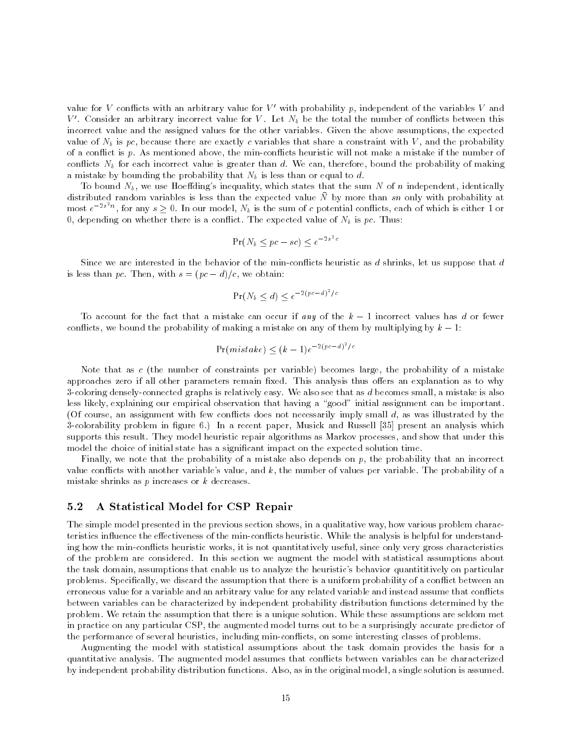value for $V$ conflicts with an arbitrary value for $V'$ with probability $p$, independent of the variables $V$ and $V'$. Consider an arbitrary incorrect value for $V$. Let $N_b$ be the total the number of conflicts between this incorrect value and the assigned values for the other variables. Given the above assumptions, the expected value of $N_b$ is $pc$, because there are exactly $c$ variables that share a constraint with $V$, and the probability of a conflict is $p$. As mentioned above, the min-conflicts heuristic will not make a mistake if the number of conflicts $N_b$ for each incorrect value is greater than $d$. We can, therefore, bound the probability of making a mistake by bounding the probability that $N_b$ is less than or equal to $d$.

To bound $N_b$, we use Hoeffding's inequality, which states that the sum $N$ of $n$ independent, identically distributed random variables is less than the expected value $\bar{N}$ by more than $sn$ only with probability at most $e^{-2s^2n}$, for any $s \geq 0$. In our model, $N_b$ is the sum of $c$ potential conflicts, each of which is either 1 or 0, depending on whether there is a conflict. The expected value of $N_b$ is $pc$. Thus:

$$\Pr(N_b \leq pc - sc) \leq e^{-2s^2c}$$

Since we are interested in the behavior of the min-conflicts heuristic as $d$ shrinks, let us suppose that $d$ is less than $pc$. Then, with $s = (pc - d)/c$, we obtain:

$$\Pr(N_b \leq d) \leq e^{-2(pc-d)^2/c}$$

To account for the fact that a mistake can occur if *any* of the $k - 1$ incorrect values has $d$ or fewer conflicts, we bound the probability of making a mistake on any of them by multiplying by $k - 1$:

$$\Pr(mistake) \leq (k-1)e^{-2(pc-d)^2/c}$$

Note that as $c$ (the number of constraints per variable) becomes large, the probability of a mistake approaches zero if all other parameters remain fixed. This analysis thus offers an explanation as to why 3-coloring densely-connected graphs is relatively easy. We also see that as $d$ becomes small, a mistake is also less likely, explaining our empirical observation that having a "good" initial assignment can be important. (Of course, an assignment with few conflicts does not necessarily imply small $d$, as was illustrated by the 3-colorability problem in figure 6.) In a recent paper, Musick and Russell [35] present an analysis which supports this result. They model heuristic repair algorithms as Markov processes, and show that under this model the choice of initial state has a significant impact on the expected solution time.

Finally, we note that the probability of a mistake also depends on $p$, the probability that an incorrect value conflicts with another variable's value, and $k$, the number of values per variable. The probability of a mistake shrinks as $p$ increases or $k$ decreases.

## 5.2 A Statistical Model for CSP Repair

The simple model presented in the previous section shows, in a qualitative way, how various problem characteristics influence the effectiveness of the min-conflicts heuristic. While the analysis is helpful for understanding how the min-conflicts heuristic works, it is not quantitatively useful, since only very gross characteristics of the problem are considered. In this section we augment the model with statistical assumptions about the task domain, assumptions that enable us to analyze the heuristic's behavior quantititively on particular problems. Specifically, we discard the assumption that there is a uniform probability of a conflict between an erroneous value for a variable and an arbitrary value for any related variable and instead assume that conflicts between variables can be characterized by independent probability distribution functions determined by the problem. We retain the assumption that there is a unique solution. While these assumptions are seldom met in practice on any particular CSP, the augmented model turns out to be a surprisingly accurate predictor of the performance of several heuristics, including min-conflicts, on some interesting classes of problems.

Augmenting the model with statistical assumptions about the task domain provides the basis for a quantitative analysis. The augmented model assumes that conflicts between variables can be characterized by independent probability distribution functions. Also, as in the original model, a single solution is assumed.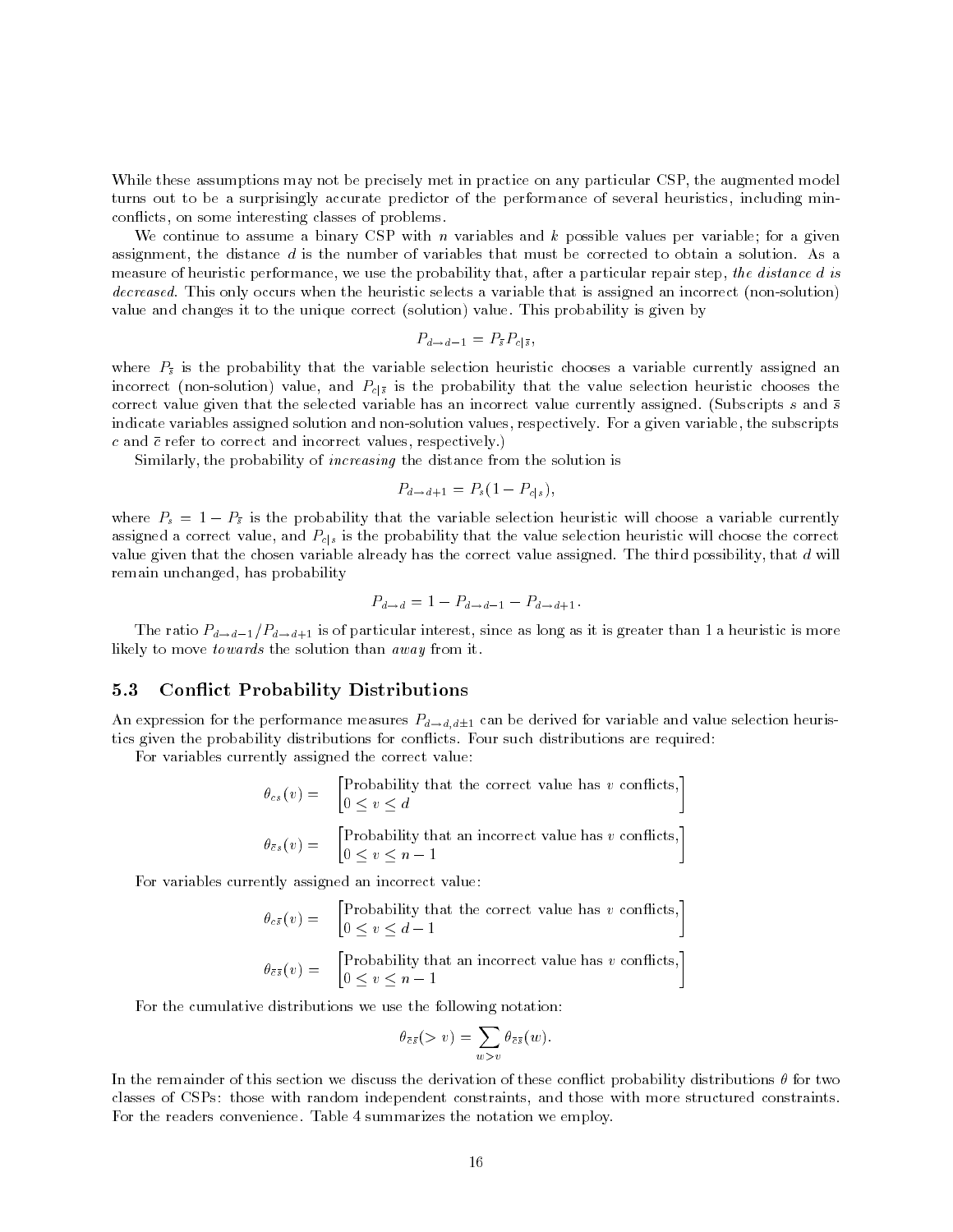While these assumptions may not be precisely met in practice on any particular CSP, the augmented model turns out to be a surprisingly accurate predictor of the performance of several heuristics, including min-conflicts, on some interesting classes of problems.

We continue to assume a binary CSP with $n$ variables and $k$ possible values per variable; for a given assignment, the distance $d$ is the number of variables that must be corrected to obtain a solution. As a measure of heuristic performance, we use the probability that, after a particular repair step, *the distance $d$ is decreased*. This only occurs when the heuristic selects a variable that is assigned an incorrect (non-solution) value and changes it to the unique correct (solution) value. This probability is given by

$$P_{d \to d-1} = P_{\bar{s}} P_{c|\bar{s}},$$

where $P_{\bar{s}}$ is the probability that the variable selection heuristic chooses a variable currently assigned an incorrect (non-solution) value, and $P_{c|\bar{s}}$ is the probability that the value selection heuristic chooses the correct value given that the selected variable has an incorrect value currently assigned. (Subscripts $s$ and $\bar{s}$ indicate variables assigned solution and non-solution values, respectively. For a given variable, the subscripts $c$ and $\bar{c}$ refer to correct and incorrect values, respectively.)

Similarly, the probability of *increasing* the distance from the solution is

$$P_{d \to d+1} = P_s(1 - P_{c|s}),$$

where $P_s = 1 - P_{\bar{s}}$ is the probability that the variable selection heuristic will choose a variable currently assigned a correct value, and $P_{c|s}$ is the probability that the value selection heuristic will choose the correct value given that the chosen variable already has the correct value assigned. The third possibility, that $d$ will remain unchanged, has probability

$$P_{d \to d} = 1 - P_{d \to d-1} - P_{d \to d+1}.$$

The ratio $P_{d \to d-1}/P_{d \to d+1}$ is of particular interest, since as long as it is greater than 1 a heuristic is more likely to move *towards* the solution than *away* from it.

### 5.3 Conflict Probability Distributions

An expression for the performance measures $P_{d \to d, d \pm 1}$ can be derived for variable and value selection heuristics given the probability distributions for conflicts. Four such distributions are required:

For variables currently assigned the correct value:

$$\theta_{cs}(v) = \begin{bmatrix} \text{Probability that the correct value has } v \text{ conflicts,} \\ 0 \leq v \leq d \end{bmatrix}$$

$$\theta_{\bar{c}s}(v) = \begin{bmatrix} \text{Probability that an incorrect value has } v \text{ conflicts,} \\ 0 \leq v \leq n-1 \end{bmatrix}$$

For variables currently assigned an incorrect value:

$$\theta_{c\bar{s}}(v) = \begin{bmatrix} \text{Probability that the correct value has } v \text{ conflicts,} \\ 0 \leq v \leq d-1 \end{bmatrix}$$

$$\theta_{\bar{c}\bar{s}}(v) = \begin{bmatrix} \text{Probability that an incorrect value has } v \text{ conflicts,} \\ 0 \leq v \leq n-1 \end{bmatrix}$$

For the cumulative distributions we use the following notation:

$$\theta_{\bar{c}\bar{s}}(> v) = \sum_{w > v} \theta_{\bar{c}\bar{s}}(w).$$

In the remainder of this section we discuss the derivation of these conflict probability distributions $\theta$ for two classes of CSPs: those with random independent constraints, and those with more structured constraints. For the readers convenience. Table 4 summarizes the notation we employ.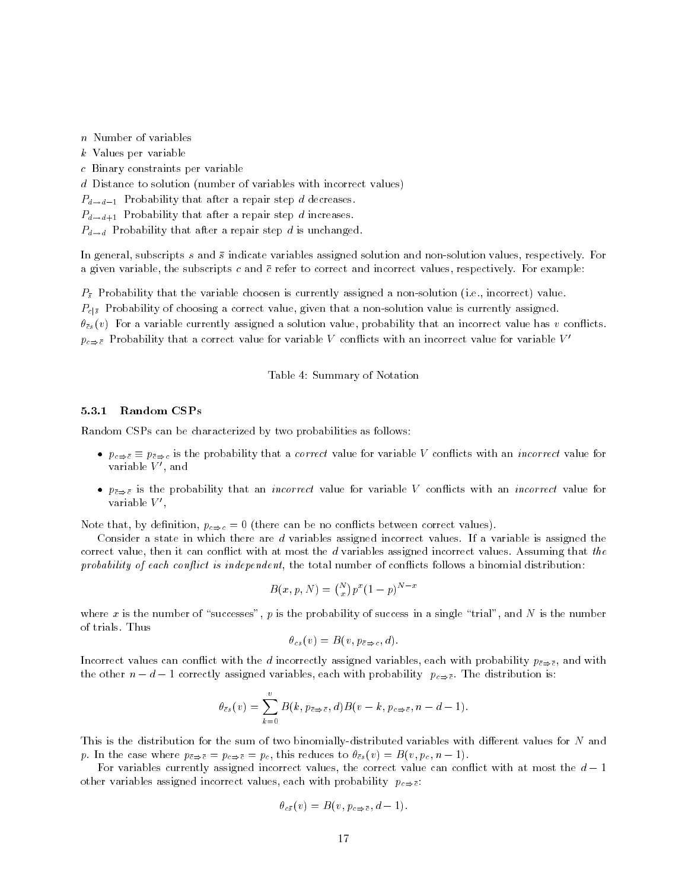$n$ Number of variables
$k$ Values per variable
$c$ Binary constraints per variable
$d$ Distance to solution (number of variables with incorrect values)
$P_{d \to d-1}$ Probability that after a repair step $d$ decreases.
$P_{d \to d+1}$ Probability that after a repair step $d$ increases.
$P_{d \to d}$ Probability that after a repair step $d$ is unchanged.

In general, subscripts $s$ and $\bar{s}$ indicate variables assigned solution and non-solution values, respectively. For a given variable, the subscripts $c$ and $\bar{c}$ refer to correct and incorrect values, respectively. For example:

$P_{\bar{s}}$ Probability that the variable choosen is currently assigned a non-solution (i.e., incorrect) value.
$P_{c|\bar{s}}$ Probability of choosing a correct value, given that a non-solution value is currently assigned.
$\theta_{\bar{c}s}(v)$ For a variable currently assigned a solution value, probability that an incorrect value has $v$ conflicts.
$p_{c \Rightarrow \bar{c}}$ Probability that a correct value for variable $V$ conflicts with an incorrect value for variable $V'$

Table 4: Summary of Notation

### 5.3.1 Random CSPs

Random CSPs can be characterized by two probabilities as follows:

- $p_{c \Rightarrow \bar{c}} \equiv p_{\bar{c} \Rightarrow c}$ is the probability that a *correct* value for variable $V$ conflicts with an *incorrect* value for variable $V'$, and
- $p_{\bar{c} \Rightarrow \bar{c}}$ is the probability that an *incorrect* value for variable $V$ conflicts with an *incorrect* value for variable $V'$,

Note that, by definition, $p_{c \Rightarrow c} = 0$ (there can be no conflicts between correct values).

Consider a state in which there are $d$ variables assigned incorrect values. If a variable is assigned the correct value, then it can conflict with at most the $d$ variables assigned incorrect values. Assuming that *the probability of each conflict is independent*, the total number of conflicts follows a binomial distribution:

$$B(x, p, N) = \binom{N}{x} p^x (1-p)^{N-x}$$

where $x$ is the number of "successes", $p$ is the probability of success in a single "trial", and $N$ is the number of trials. Thus

$$\theta_{cs}(v) = B(v, p_{\bar{c} \Rightarrow c}, d).$$

Incorrect values can conflict with the $d$ incorrectly assigned variables, each with probability $p_{\bar{c} \Rightarrow \bar{c}}$, and with the other $n - d - 1$ correctly assigned variables, each with probability $p_{c \Rightarrow \bar{c}}$. The distribution is:

$$\theta_{\bar{c}s}(v) = \sum_{k=0}^{v} B(k, p_{\bar{c} \Rightarrow \bar{c}}, d) B(v - k, p_{c \Rightarrow \bar{c}}, n - d - 1).$$

This is the distribution for the sum of two binomially-distributed variables with different values for $N$ and $p$. In the case where $p_{\bar{c} \Rightarrow \bar{c}} = p_{c \Rightarrow \bar{c}} = p_c$, this reduces to $\theta_{\bar{c}s}(v) = B(v, p_c, n-1)$.

For variables currently assigned incorrect values, the correct value can conflict with at most the $d - 1$ other variables assigned incorrect values, each with probability $p_{c \Rightarrow \bar{c}}$:

$$\theta_{c\bar{s}}(v) = B(v, p_{c \Rightarrow \bar{c}}, d - 1).$$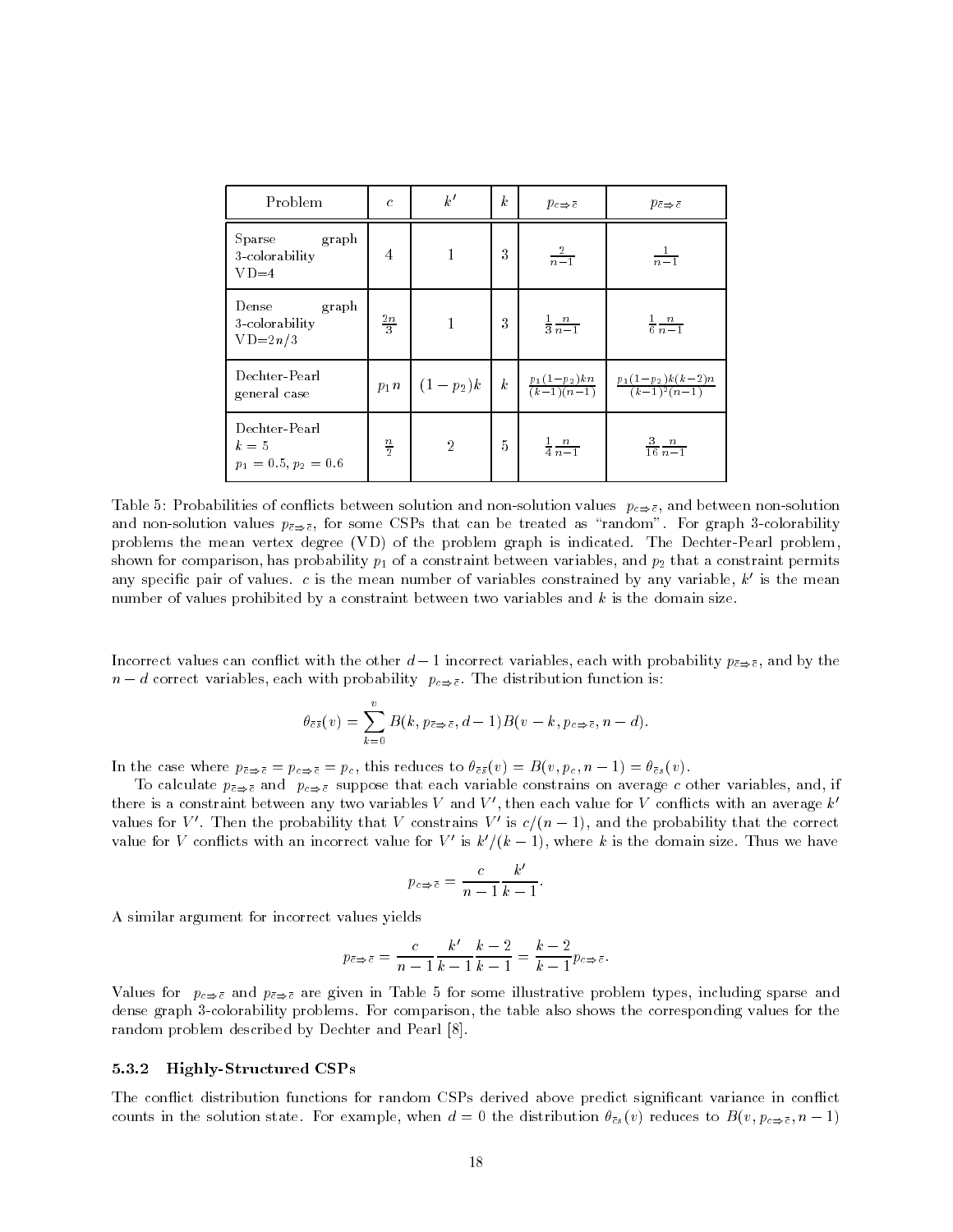| Problem | $c$ | $k'$ | $k$ | $p_{c\Rightarrow\bar{c}}$ | $p_{\bar{c}\Rightarrow\bar{c}}$ |
|---|---|---|---|---|---|
| Sparse graph 3-colorability VD=4 | 4 | 1 | 3 | $\frac{2}{n-1}$ | $\frac{1}{n-1}$ |
| Dense graph 3-colorability VD=$2n/3$ | $\frac{2n}{3}$ | 1 | 3 | $\frac{1}{3}\frac{n}{n-1}$ | $\frac{1}{6}\frac{n}{n-1}$ |
| Dechter-Pearl general case | $p_1 n$ | $(1-p_2)k$ | $k$ | $\frac{p_1(1-p_2)kn}{(k-1)(n-1)}$ | $\frac{p_1(1-p_2)k(k-2)n}{(k-1)^2(n-1)}$ |
| Dechter-Pearl $k=5$ $p_1=0.5, p_2=0.6$ | $\frac{n}{2}$ | 2 | 5 | $\frac{1}{4}\frac{n}{n-1}$ | $\frac{3}{16}\frac{n}{n-1}$ |

Table 5: Probabilities of conflicts between solution and non-solution values $p_{c\Rightarrow\bar{c}}$, and between non-solution and non-solution values $p_{\bar{c}\Rightarrow\bar{c}}$, for some CSPs that can be treated as "random". For graph 3-colorability problems the mean vertex degree (VD) of the problem graph is indicated. The Dechter-Pearl problem, shown for comparison, has probability $p_1$ of a constraint between variables, and $p_2$ that a constraint permits any specific pair of values. $c$ is the mean number of variables constrained by any variable, $k'$ is the mean number of values prohibited by a constraint between two variables and $k$ is the domain size.

Incorrect values can conflict with the other $d-1$ incorrect variables, each with probability $p_{\bar{c}\Rightarrow\bar{c}}$, and by the $n-d$ correct variables, each with probability $p_{c\Rightarrow\bar{c}}$. The distribution function is:

$$\theta_{\bar{c}\bar{s}}(v) = \sum_{k=0}^{v} B(k, p_{\bar{c}\Rightarrow\bar{c}}, d-1) B(v-k, p_{c\Rightarrow\bar{c}}, n-d).$$

In the case where $p_{\bar{c}\Rightarrow\bar{c}} = p_{c\Rightarrow\bar{c}} = p_c$, this reduces to $\theta_{\bar{c}\bar{s}}(v) = B(v, p_c, n-1) = \theta_{\bar{c}s}(v)$.

To calculate $p_{\bar{c}\Rightarrow\bar{c}}$ and $p_{c\Rightarrow\bar{c}}$ suppose that each variable constrains on average $c$ other variables, and, if there is a constraint between any two variables $V$ and $V'$, then each value for $V$ conflicts with an average $k'$ values for $V'$. Then the probability that $V$ constrains $V'$ is $c/(n-1)$, and the probability that the correct value for $V$ conflicts with an incorrect value for $V'$ is $k'/(k-1)$, where $k$ is the domain size. Thus we have

$$p_{c\Rightarrow\bar{c}} = \frac{c}{n-1}\frac{k'}{k-1}.$$

A similar argument for incorrect values yields

$$p_{\bar{c}\Rightarrow\bar{c}} = \frac{c}{n-1}\frac{k'}{k-1}\frac{k-2}{k-1} = \frac{k-2}{k-1} p_{c\Rightarrow\bar{c}}.$$

Values for $p_{c\Rightarrow\bar{c}}$ and $p_{\bar{c}\Rightarrow\bar{c}}$ are given in Table 5 for some illustrative problem types, including sparse and dense graph 3-colorability problems. For comparison, the table also shows the corresponding values for the random problem described by Dechter and Pearl [8].

#### 5.3.2 Highly-Structured CSPs

The conflict distribution functions for random CSPs derived above predict significant variance in conflict counts in the solution state. For example, when $d = 0$ the distribution $\theta_{\bar{c}s}(v)$ reduces to $B(v, p_{c\Rightarrow\bar{c}}, n-1)$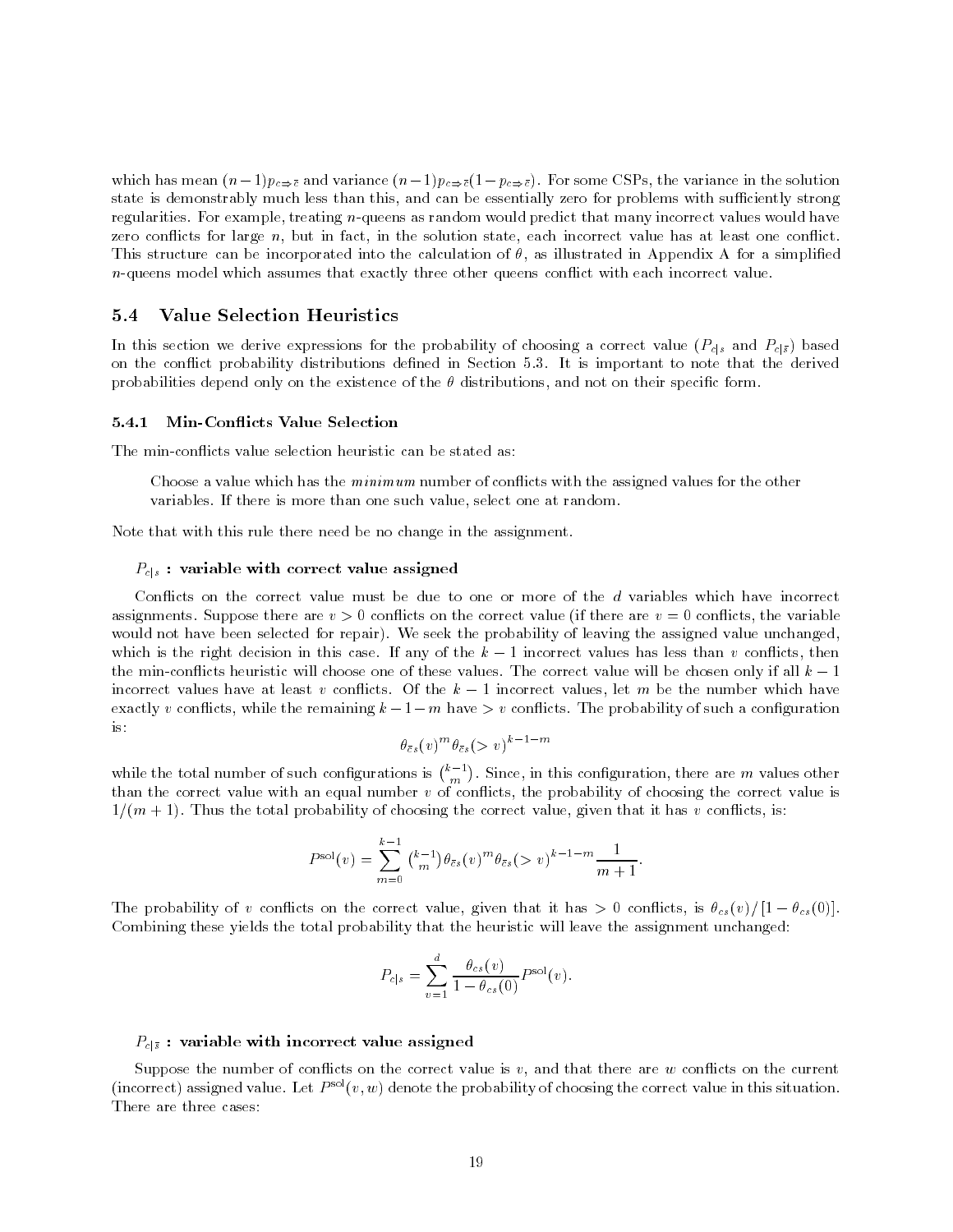which has mean $(n-1)p_{c\Rightarrow\bar{c}}$ and variance $(n-1)p_{c\Rightarrow\bar{c}}(1-p_{c\Rightarrow\bar{c}})$. For some CSPs, the variance in the solution state is demonstrably much less than this, and can be essentially zero for problems with sufficiently strong regularities. For example, treating $n$-queens as random would predict that many incorrect values would have zero conflicts for large $n$, but in fact, in the solution state, each incorrect value has at least one conflict. This structure can be incorporated into the calculation of $\theta$, as illustrated in Appendix A for a simplified $n$-queens model which assumes that exactly three other queens conflict with each incorrect value.

## 5.4 Value Selection Heuristics

In this section we derive expressions for the probability of choosing a correct value ($P_{c|s}$ and $P_{c|\bar{s}}$) based on the conflict probability distributions defined in Section 5.3. It is important to note that the derived probabilities depend only on the existence of the $\theta$ distributions, and not on their specific form.

### 5.4.1 Min-Conflicts Value Selection

The min-conflicts value selection heuristic can be stated as:

> Choose a value which has the *minimum* number of conflicts with the assigned values for the other variables. If there is more than one such value, select one at random.

Note that with this rule there need be no change in the assignment.

**$P_{c|s}$ : variable with correct value assigned**

Conflicts on the correct value must be due to one or more of the $d$ variables which have incorrect assignments. Suppose there are $v > 0$ conflicts on the correct value (if there are $v = 0$ conflicts, the variable would not have been selected for repair). We seek the probability of leaving the assigned value unchanged, which is the right decision in this case. If any of the $k-1$ incorrect values has less than $v$ conflicts, then the min-conflicts heuristic will choose one of these values. The correct value will be chosen only if all $k-1$ incorrect values have at least $v$ conflicts. Of the $k-1$ incorrect values, let $m$ be the number which have exactly $v$ conflicts, while the remaining $k-1-m$ have $> v$ conflicts. The probability of such a configuration is:

$$\theta_{\bar{c}s}(v)^m \theta_{\bar{c}s}(>v)^{k-1-m}$$

while the total number of such configurations is $\binom{k-1}{m}$. Since, in this configuration, there are $m$ values other than the correct value with an equal number $v$ of conflicts, the probability of choosing the correct value is $1/(m+1)$. Thus the total probability of choosing the correct value, given that it has $v$ conflicts, is:

$$P^{\text{sol}}(v) = \sum_{m=0}^{k-1} \binom{k-1}{m} \theta_{\bar{c}s}(v)^m \theta_{\bar{c}s}(>v)^{k-1-m} \frac{1}{m+1}.$$

The probability of $v$ conflicts on the correct value, given that it has $> 0$ conflicts, is $\theta_{cs}(v)/[1-\theta_{cs}(0)]$. Combining these yields the total probability that the heuristic will leave the assignment unchanged:

$$P_{c|s} = \sum_{v=1}^{d} \frac{\theta_{cs}(v)}{1-\theta_{cs}(0)} P^{\text{sol}}(v).$$

**$P_{c|\bar{s}}$ : variable with incorrect value assigned**

Suppose the number of conflicts on the correct value is $v$, and that there are $w$ conflicts on the current (incorrect) assigned value. Let $P^{\text{sol}}(v, w)$ denote the probability of choosing the correct value in this situation. There are three cases: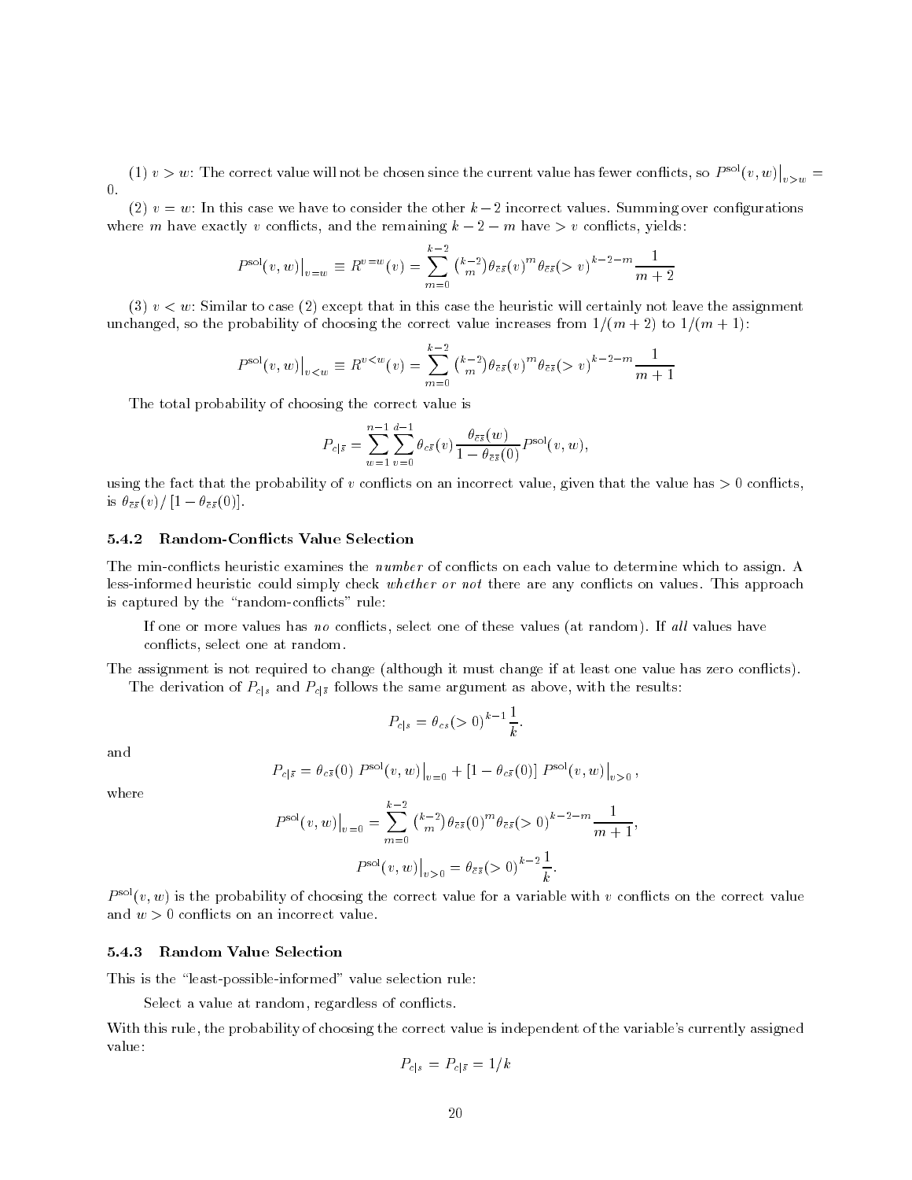(1) $v > w$: The correct value will not be chosen since the current value has fewer conflicts, so $P^{\rm sol}(v,w)\big|_{v>w} = 0$.

(2) $v = w$: In this case we have to consider the other $k-2$ incorrect values. Summing over configurations where $m$ have exactly $v$ conflicts, and the remaining $k-2-m$ have $> v$ conflicts, yields:

$$P^{\rm sol}(v,w)\big|_{v=w} \equiv R^{v=w}(v) = \sum_{m=0}^{k-2} \binom{k-2}{m} \theta_{\bar{c}\bar{s}}(v)^m \theta_{\bar{c}\bar{s}}(>v)^{k-2-m} \frac{1}{m+2}$$

(3) $v < w$: Similar to case (2) except that in this case the heuristic will certainly not leave the assignment unchanged, so the probability of choosing the correct value increases from $1/(m+2)$ to $1/(m+1)$:

$$P^{\rm sol}(v,w)\big|_{v<w} \equiv R^{v<w}(v) = \sum_{m=0}^{k-2} \binom{k-2}{m} \theta_{\bar{c}\bar{s}}(v)^m \theta_{\bar{c}\bar{s}}(>v)^{k-2-m} \frac{1}{m+1}$$

The total probability of choosing the correct value is

$$P_{c|\bar{s}} = \sum_{w=1}^{n-1} \sum_{v=0}^{d-1} \theta_{c\bar{s}}(v) \frac{\theta_{\bar{c}\bar{s}}(w)}{1-\theta_{\bar{c}\bar{s}}(0)} P^{\rm sol}(v,w),$$

using the fact that the probability of $v$ conflicts on an incorrect value, given that the value has $> 0$ conflicts, is $\theta_{\bar{c}\bar{s}}(v)/\left[1-\theta_{\bar{c}\bar{s}}(0)\right]$.

### 5.4.2 Random-Conflicts Value Selection

The min-conflicts heuristic examines the *number* of conflicts on each value to determine which to assign. A less-informed heuristic could simply check *whether or not* there are any conflicts on values. This approach is captured by the "random-conflicts" rule:

> If one or more values has *no* conflicts, select one of these values (at random). If *all* values have conflicts, select one at random.

The assignment is not required to change (although it must change if at least one value has zero conflicts).

The derivation of $P_{c|s}$ and $P_{c|\bar{s}}$ follows the same argument as above, with the results:

$$P_{c|s} = \theta_{cs}(>0)^{k-1} \frac{1}{k}.$$

and

$$P_{c|\bar{s}} = \theta_{c\bar{s}}(0)\; P^{\rm sol}(v,w)\big|_{v=0} + \left[1-\theta_{c\bar{s}}(0)\right] P^{\rm sol}(v,w)\big|_{v>0},$$

where

$$P^{\rm sol}(v,w)\big|_{v=0} = \sum_{m=0}^{k-2} \binom{k-2}{m} \theta_{\bar{c}\bar{s}}(0)^m \theta_{\bar{c}\bar{s}}(>0)^{k-2-m} \frac{1}{m+1},$$

$$P^{\rm sol}(v,w)\big|_{v>0} = \theta_{\bar{c}\bar{s}}(>0)^{k-2} \frac{1}{k}.$$

$P^{\rm sol}(v,w)$ is the probability of choosing the correct value for a variable with $v$ conflicts on the correct value and $w > 0$ conflicts on an incorrect value.

### 5.4.3 Random Value Selection

This is the "least-possible-informed" value selection rule:

> Select a value at random, regardless of conflicts.

With this rule, the probability of choosing the correct value is independent of the variable's currently assigned value:

$$P_{c|s} = P_{c|\bar{s}} = 1/k$$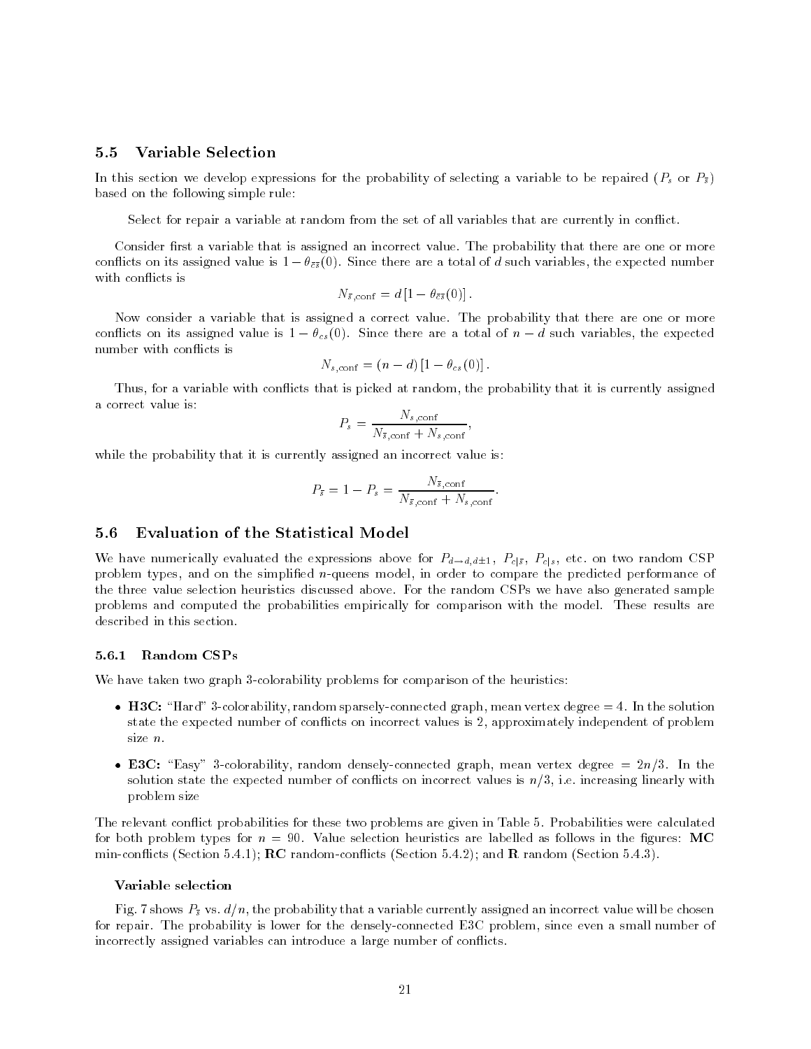### 5.5 Variable Selection

In this section we develop expressions for the probability of selecting a variable to be repaired ($P_s$ or $P_{\bar{s}}$) based on the following simple rule:

> Select for repair a variable at random from the set of all variables that are currently in conflict.

Consider first a variable that is assigned an incorrect value. The probability that there are one or more conflicts on its assigned value is $1 - \theta_{\bar{c}\bar{s}}(0)$. Since there are a total of $d$ such variables, the expected number with conflicts is

$$N_{\bar{s},\mathrm{conf}} = d\left[1 - \theta_{\bar{c}\bar{s}}(0)\right].$$

Now consider a variable that is assigned a correct value. The probability that there are one or more conflicts on its assigned value is $1 - \theta_{cs}(0)$. Since there are a total of $n - d$ such variables, the expected number with conflicts is

$$N_{s,\mathrm{conf}} = (n - d)\left[1 - \theta_{cs}(0)\right].$$

Thus, for a variable with conflicts that is picked at random, the probability that it is currently assigned a correct value is:

$$P_s = \frac{N_{s,\mathrm{conf}}}{N_{\bar{s},\mathrm{conf}} + N_{s,\mathrm{conf}}},$$

while the probability that it is currently assigned an incorrect value is:

$$P_{\bar{s}} = 1 - P_s = \frac{N_{\bar{s},\mathrm{conf}}}{N_{\bar{s},\mathrm{conf}} + N_{s,\mathrm{conf}}}.$$

### 5.6 Evaluation of the Statistical Model

We have numerically evaluated the expressions above for $P_{d \to d, d\pm 1}$, $P_{c|\bar{s}}$, $P_{c|s}$, etc. on two random CSP problem types, and on the simplified $n$-queens model, in order to compare the predicted performance of the three value selection heuristics discussed above. For the random CSPs we have also generated sample problems and computed the probabilities empirically for comparison with the model. These results are described in this section.

#### 5.6.1 Random CSPs

We have taken two graph 3-colorability problems for comparison of the heuristics:

- **H3C:** "Hard" 3-colorability, random sparsely-connected graph, mean vertex degree = 4. In the solution state the expected number of conflicts on incorrect values is 2, approximately independent of problem size $n$.
- **E3C:** "Easy" 3-colorability, random densely-connected graph, mean vertex degree = $2n/3$. In the solution state the expected number of conflicts on incorrect values is $n/3$, i.e. increasing linearly with problem size

The relevant conflict probabilities for these two problems are given in Table 5. Probabilities were calculated for both problem types for $n = 90$. Value selection heuristics are labelled as follows in the figures: **MC** min-conflicts (Section 5.4.1); **RC** random-conflicts (Section 5.4.2); and **R** random (Section 5.4.3).

**Variable selection**

Fig. 7 shows $P_{\bar{s}}$ vs. $d/n$, the probability that a variable currently assigned an incorrect value will be chosen for repair. The probability is lower for the densely-connected E3C problem, since even a small number of incorrectly assigned variables can introduce a large number of conflicts.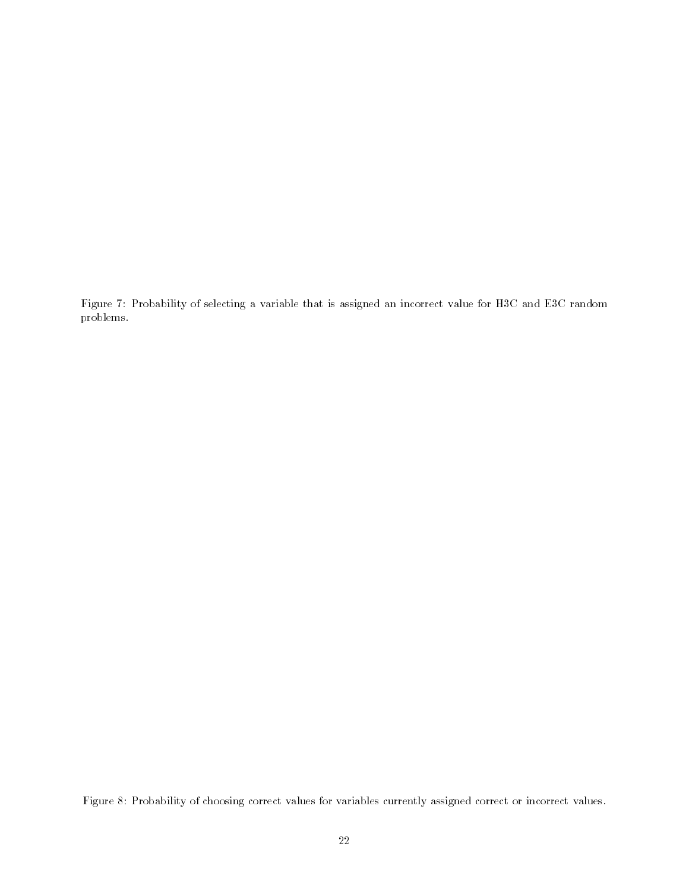Figure 7: Probability of selecting a variable that is assigned an incorrect value for H3C and E3C random problems.

Figure 8: Probability of choosing correct values for variables currently assigned correct or incorrect values.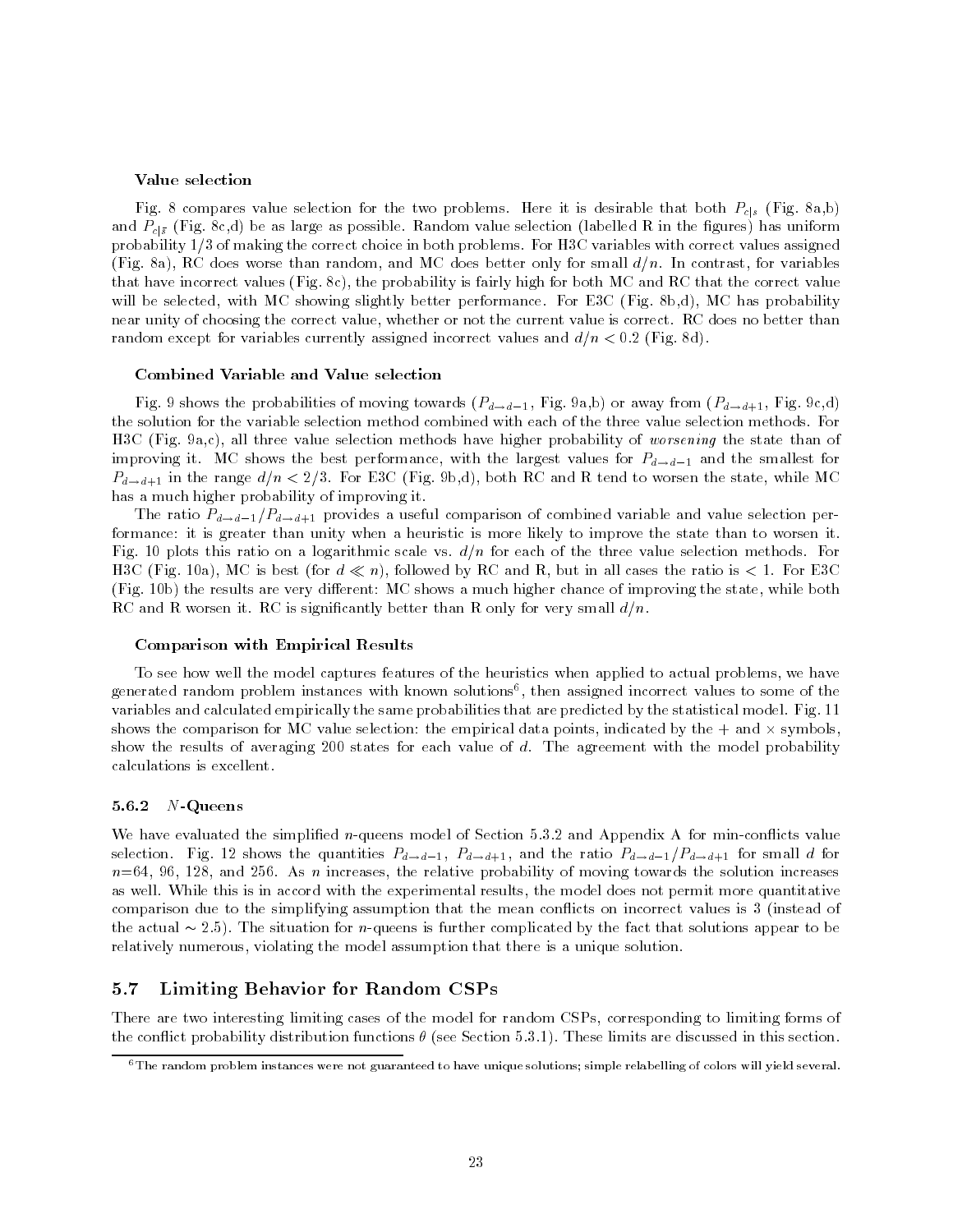#### Value selection

Fig. 8 compares value selection for the two problems. Here it is desirable that both $P_{c|s}$ (Fig. 8a,b) and $P_{c|\bar{s}}$ (Fig. 8c,d) be as large as possible. Random value selection (labelled R in the figures) has uniform probability 1/3 of making the correct choice in both problems. For H3C variables with correct values assigned (Fig. 8a), RC does worse than random, and MC does better only for small $d/n$. In contrast, for variables that have incorrect values (Fig. 8c), the probability is fairly high for both MC and RC that the correct value will be selected, with MC showing slightly better performance. For E3C (Fig. 8b,d), MC has probability near unity of choosing the correct value, whether or not the current value is correct. RC does no better than random except for variables currently assigned incorrect values and $d/n < 0.2$ (Fig. 8d).

#### Combined Variable and Value selection

Fig. 9 shows the probabilities of moving towards ($P_{d \to d-1}$, Fig. 9a,b) or away from ($P_{d \to d+1}$, Fig. 9c,d) the solution for the variable selection method combined with each of the three value selection methods. For H3C (Fig. 9a,c), all three value selection methods have higher probability of *worsening* the state than of improving it. MC shows the best performance, with the largest values for $P_{d \to d-1}$ and the smallest for $P_{d \to d+1}$ in the range $d/n < 2/3$. For E3C (Fig. 9b,d), both RC and R tend to worsen the state, while MC has a much higher probability of improving it.

The ratio $P_{d \to d-1}/P_{d \to d+1}$ provides a useful comparison of combined variable and value selection performance: it is greater than unity when a heuristic is more likely to improve the state than to worsen it. Fig. 10 plots this ratio on a logarithmic scale vs. $d/n$ for each of the three value selection methods. For H3C (Fig. 10a), MC is best (for $d \ll n$), followed by RC and R, but in all cases the ratio is $< 1$. For E3C (Fig. 10b) the results are very different: MC shows a much higher chance of improving the state, while both RC and R worsen it. RC is significantly better than R only for very small $d/n$.

#### Comparison with Empirical Results

To see how well the model captures features of the heuristics when applied to actual problems, we have generated random problem instances with known solutions[6], then assigned incorrect values to some of the variables and calculated empirically the same probabilities that are predicted by the statistical model. Fig. 11 shows the comparison for MC value selection: the empirical data points, indicated by the $+$ and $\times$ symbols, show the results of averaging 200 states for each value of $d$. The agreement with the model probability calculations is excellent.

### 5.6.2 $N$-Queens

We have evaluated the simplified $n$-queens model of Section 5.3.2 and Appendix A for min-conflicts value selection. Fig. 12 shows the quantities $P_{d \to d-1}$, $P_{d \to d+1}$, and the ratio $P_{d \to d-1}/P_{d \to d+1}$ for small $d$ for $n$=64, 96, 128, and 256. As $n$ increases, the relative probability of moving towards the solution increases as well. While this is in accord with the experimental results, the model does not permit more quantitative comparison due to the simplifying assumption that the mean conflicts on incorrect values is 3 (instead of the actual $\sim 2.5$). The situation for $n$-queens is further complicated by the fact that solutions appear to be relatively numerous, violating the model assumption that there is a unique solution.

## 5.7 Limiting Behavior for Random CSPs

There are two interesting limiting cases of the model for random CSPs, corresponding to limiting forms of the conflict probability distribution functions $\theta$ (see Section 5.3.1). These limits are discussed in this section.

[6] The random problem instances were not guaranteed to have unique solutions; simple relabelling of colors will yield several.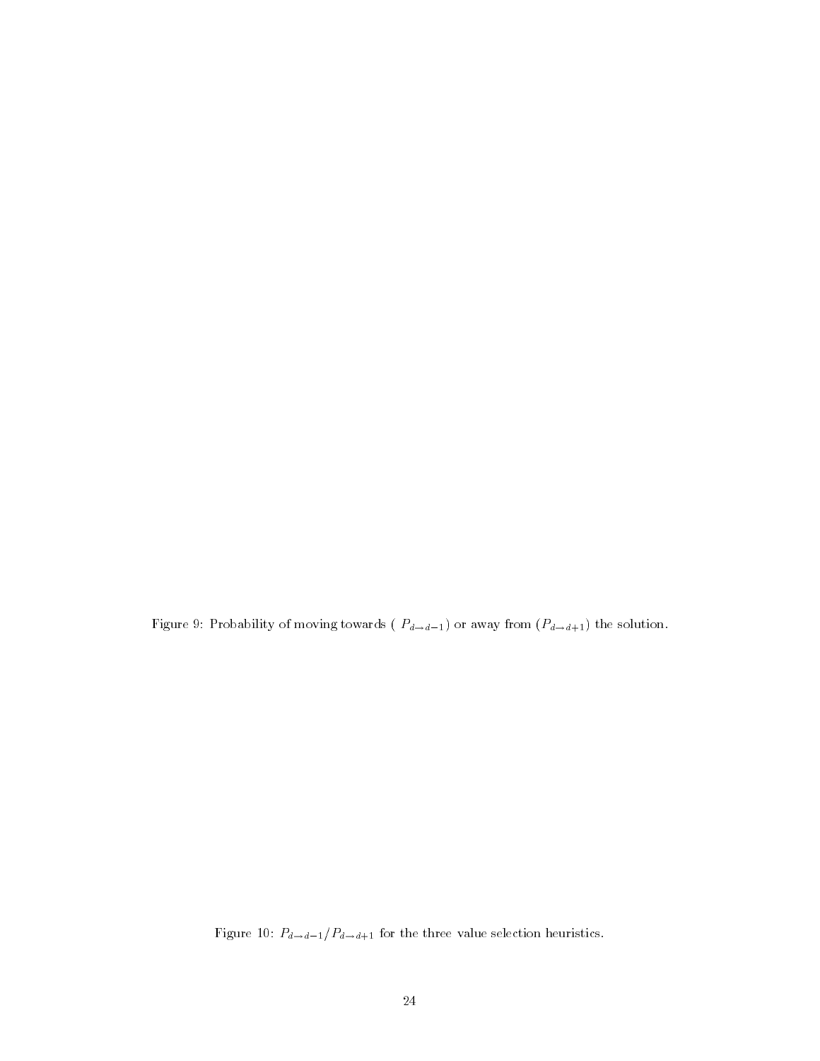Figure 9: Probability of moving towards ( $P_{d \to d-1}$) or away from ($P_{d \to d+1}$) the solution.

Figure 10: $P_{d \to d-1} / P_{d \to d+1}$ for the three value selection heuristics.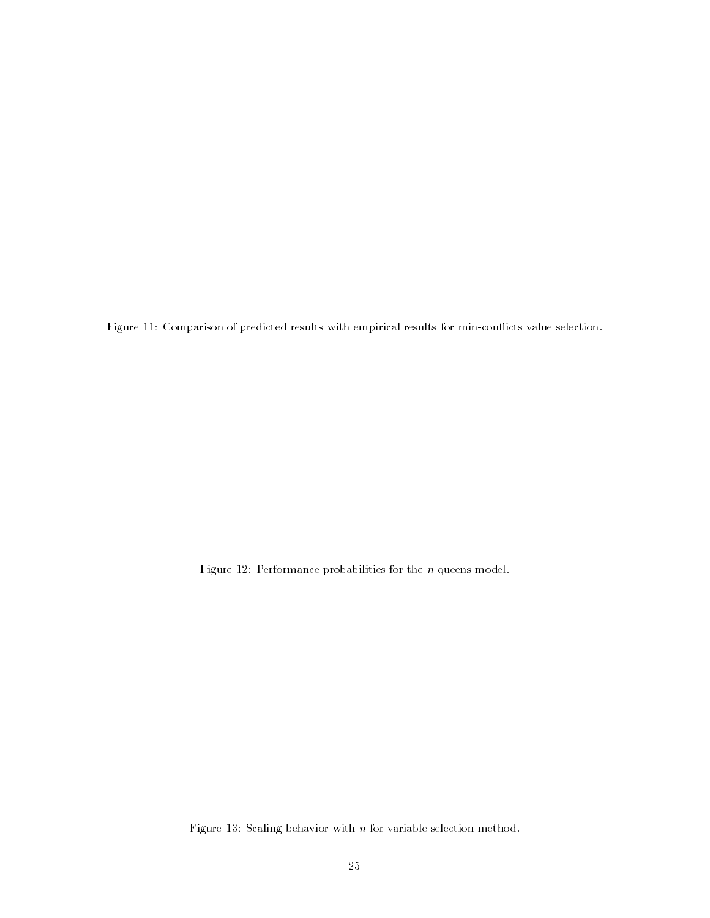Figure 11: Comparison of predicted results with empirical results for min-conflicts value selection.

Figure 12: Performance probabilities for the $n$-queens model.

Figure 13: Scaling behavior with $n$ for variable selection method.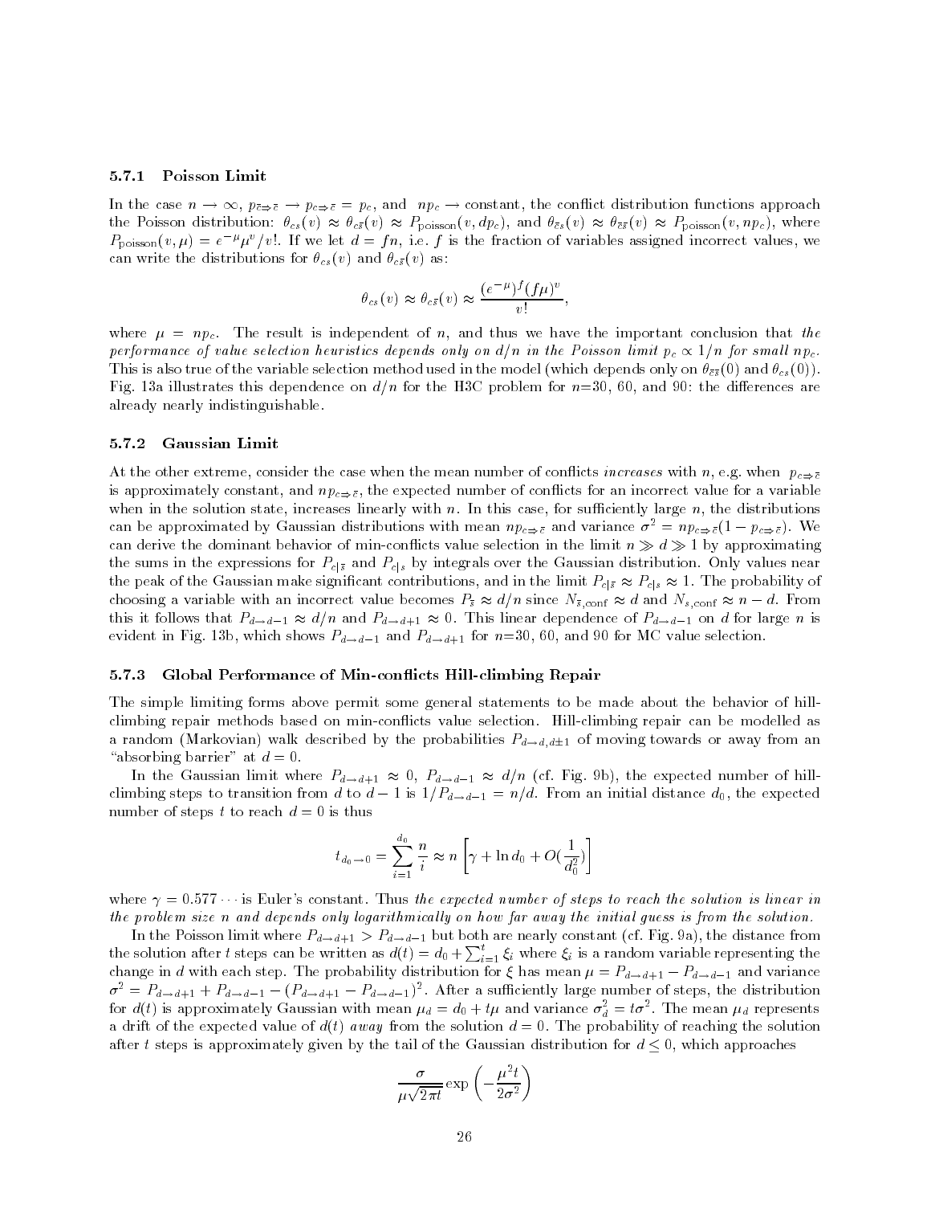### 5.7.1 Poisson Limit

In the case $n \to \infty$, $p_{\bar{c} \Rightarrow \bar{c}} \to p_{c \Rightarrow \bar{c}} = p_c$, and $np_c \to$ constant, the conflict distribution functions approach the Poisson distribution: $\theta_{cs}(v) \approx \theta_{c\bar{s}}(v) \approx P_{\text{poisson}}(v, dp_c)$, and $\theta_{\bar{c}s}(v) \approx \theta_{\bar{c}\bar{s}}(v) \approx P_{\text{poisson}}(v, np_c)$, where $P_{\text{poisson}}(v, \mu) = e^{-\mu}\mu^v/v!$. If we let $d = fn$, i.e. $f$ is the fraction of variables assigned incorrect values, we can write the distributions for $\theta_{cs}(v)$ and $\theta_{c\bar{s}}(v)$ as:

$$\theta_{cs}(v) \approx \theta_{c\bar{s}}(v) \approx \frac{(e^{-\mu})^f (f\mu)^v}{v!},$$

where $\mu = np_c$. The result is independent of $n$, and thus we have the important conclusion that *the performance of value selection heuristics depends only on $d/n$ in the Poisson limit $p_c \propto 1/n$ for small $np_c$*. This is also true of the variable selection method used in the model (which depends only on $\theta_{\bar{c}\bar{s}}(0)$ and $\theta_{cs}(0)$). Fig. 13a illustrates this dependence on $d/n$ for the H3C problem for $n$=30, 60, and 90: the differences are already nearly indistinguishable.

### 5.7.2 Gaussian Limit

At the other extreme, consider the case when the mean number of conflicts *increases* with $n$, e.g. when $p_{c \Rightarrow \bar{c}}$ is approximately constant, and $np_{c \Rightarrow \bar{c}}$, the expected number of conflicts for an incorrect value for a variable when in the solution state, increases linearly with $n$. In this case, for sufficiently large $n$, the distributions can be approximated by Gaussian distributions with mean $np_{c \Rightarrow \bar{c}}$ and variance $\sigma^2 = np_{c \Rightarrow \bar{c}}(1 - p_{c \Rightarrow \bar{c}})$. We can derive the dominant behavior of min-conflicts value selection in the limit $n \gg d \gg 1$ by approximating the sums in the expressions for $P_{c|\bar{s}}$ and $P_{c|s}$ by integrals over the Gaussian distribution. Only values near the peak of the Gaussian make significant contributions, and in the limit $P_{c|\bar{s}} \approx P_{c|s} \approx 1$. The probability of choosing a variable with an incorrect value becomes $P_{\bar{s}} \approx d/n$ since $N_{\bar{s},\text{conf}} \approx d$ and $N_{s,\text{conf}} \approx n - d$. From this it follows that $P_{d \to d-1} \approx d/n$ and $P_{d \to d+1} \approx 0$. This linear dependence of $P_{d \to d-1}$ on $d$ for large $n$ is evident in Fig. 13b, which shows $P_{d \to d-1}$ and $P_{d \to d+1}$ for $n$=30, 60, and 90 for MC value selection.

### 5.7.3 Global Performance of Min-conflicts Hill-climbing Repair

The simple limiting forms above permit some general statements to be made about the behavior of hill-climbing repair methods based on min-conflicts value selection. Hill-climbing repair can be modelled as a random (Markovian) walk described by the probabilities $P_{d \to d, d\pm 1}$ of moving towards or away from an "absorbing barrier" at $d = 0$.

In the Gaussian limit where $P_{d \to d+1} \approx 0$, $P_{d \to d-1} \approx d/n$ (cf. Fig. 9b), the expected number of hill-climbing steps to transition from $d$ to $d - 1$ is $1/P_{d \to d-1} = n/d$. From an initial distance $d_0$, the expected number of steps $t$ to reach $d = 0$ is thus

$$t_{d_0 \to 0} = \sum_{i=1}^{d_0} \frac{n}{i} \approx n \left[ \gamma + \ln d_0 + O(\frac{1}{d_0^2}) \right]$$

where $\gamma = 0.577\cdots$ is Euler's constant. Thus *the expected number of steps to reach the solution is linear in the problem size $n$ and depends only logarithmically on how far away the initial guess is from the solution.*

In the Poisson limit where $P_{d \to d+1} > P_{d \to d-1}$ but both are nearly constant (cf. Fig. 9a), the distance from the solution after $t$ steps can be written as $d(t) = d_0 + \sum_{i=1}^{t} \xi_i$ where $\xi_i$ is a random variable representing the change in $d$ with each step. The probability distribution for $\xi$ has mean $\mu = P_{d \to d+1} - P_{d \to d-1}$ and variance $\sigma^2 = P_{d \to d+1} + P_{d \to d-1} - (P_{d \to d+1} - P_{d \to d-1})^2$. After a sufficiently large number of steps, the distribution for $d(t)$ is approximately Gaussian with mean $\mu_d = d_0 + t\mu$ and variance $\sigma_d^2 = t\sigma^2$. The mean $\mu_d$ represents a drift of the expected value of $d(t)$ *away* from the solution $d = 0$. The probability of reaching the solution after $t$ steps is approximately given by the tail of the Gaussian distribution for $d \leq 0$, which approaches

$$\frac{\sigma}{\mu\sqrt{2\pi t}} \exp\left(-\frac{\mu^2 t}{2\sigma^2}\right)$$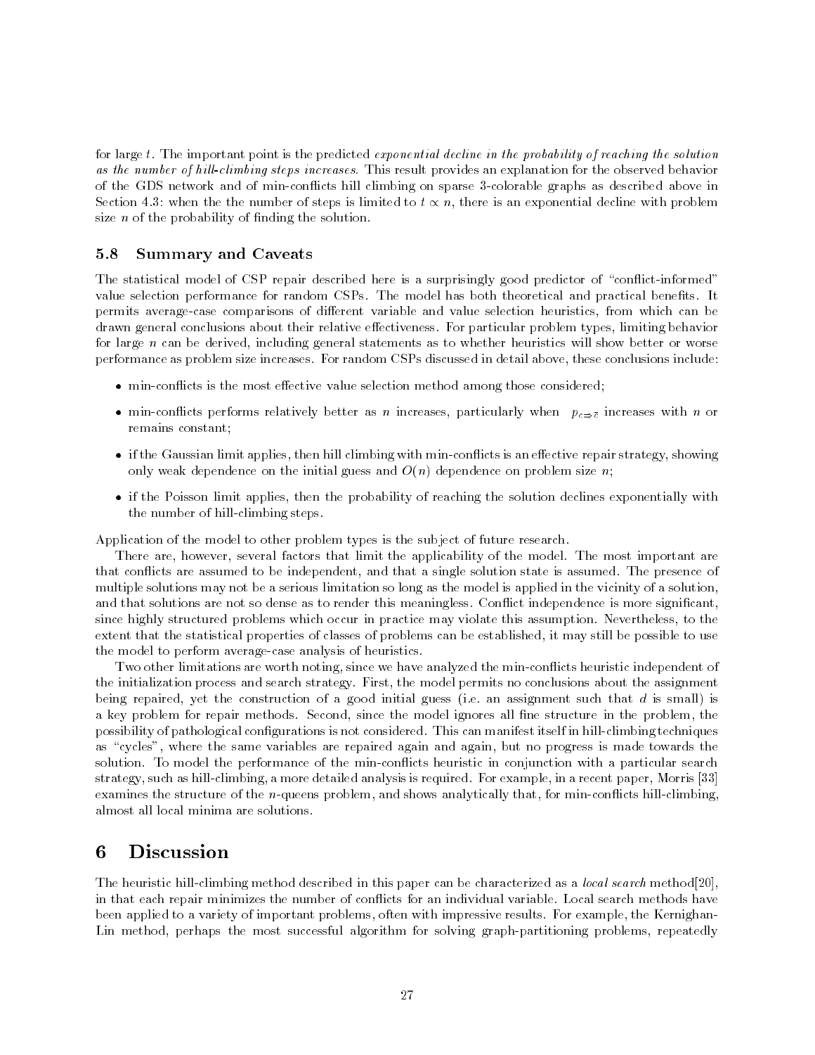for large $t$. The important point is the predicted *exponential decline in the probability of reaching the solution as the number of hill-climbing steps increases.* This result provides an explanation for the observed behavior of the GDS network and of min-conflicts hill climbing on sparse 3-colorable graphs as described above in Section 4.3: when the the number of steps is limited to $t \propto n$, there is an exponential decline with problem size $n$ of the probability of finding the solution.

### 5.8 Summary and Caveats

The statistical model of CSP repair described here is a surprisingly good predictor of "conflict-informed" value selection performance for random CSPs. The model has both theoretical and practical benefits. It permits average-case comparisons of different variable and value selection heuristics, from which can be drawn general conclusions about their relative effectiveness. For particular problem types, limiting behavior for large $n$ can be derived, including general statements as to whether heuristics will show better or worse performance as problem size increases. For random CSPs discussed in detail above, these conclusions include:

- min-conflicts is the most effective value selection method among those considered;
- min-conflicts performs relatively better as $n$ increases, particularly when $p_{c \Rightarrow \bar{c}}$ increases with $n$ or remains constant;
- if the Gaussian limit applies, then hill climbing with min-conflicts is an effective repair strategy, showing only weak dependence on the initial guess and $O(n)$ dependence on problem size $n$;
- if the Poisson limit applies, then the probability of reaching the solution declines exponentially with the number of hill-climbing steps.

Application of the model to other problem types is the subject of future research.

There are, however, several factors that limit the applicability of the model. The most important are that conflicts are assumed to be independent, and that a single solution state is assumed. The presence of multiple solutions may not be a serious limitation so long as the model is applied in the vicinity of a solution, and that solutions are not so dense as to render this meaningless. Conflict independence is more significant, since highly structured problems which occur in practice may violate this assumption. Nevertheless, to the extent that the statistical properties of classes of problems can be established, it may still be possible to use the model to perform average-case analysis of heuristics.

Two other limitations are worth noting, since we have analyzed the min-conflicts heuristic independent of the initialization process and search strategy. First, the model permits no conclusions about the assignment being repaired, yet the construction of a good initial guess (i.e. an assignment such that $d$ is small) is a key problem for repair methods. Second, since the model ignores all fine structure in the problem, the possibility of pathological configurations is not considered. This can manifest itself in hill-climbing techniques as "cycles", where the same variables are repaired again and again, but no progress is made towards the solution. To model the performance of the min-conflicts heuristic in conjunction with a particular search strategy, such as hill-climbing, a more detailed analysis is required. For example, in a recent paper, Morris [33] examines the structure of the $n$-queens problem, and shows analytically that, for min-conflicts hill-climbing, almost all local minima are solutions.

## 6 Discussion

The heuristic hill-climbing method described in this paper can be characterized as a *local search* method[20], in that each repair minimizes the number of conflicts for an individual variable. Local search methods have been applied to a variety of important problems, often with impressive results. For example, the Kernighan-Lin method, perhaps the most successful algorithm for solving graph-partitioning problems, repeatedly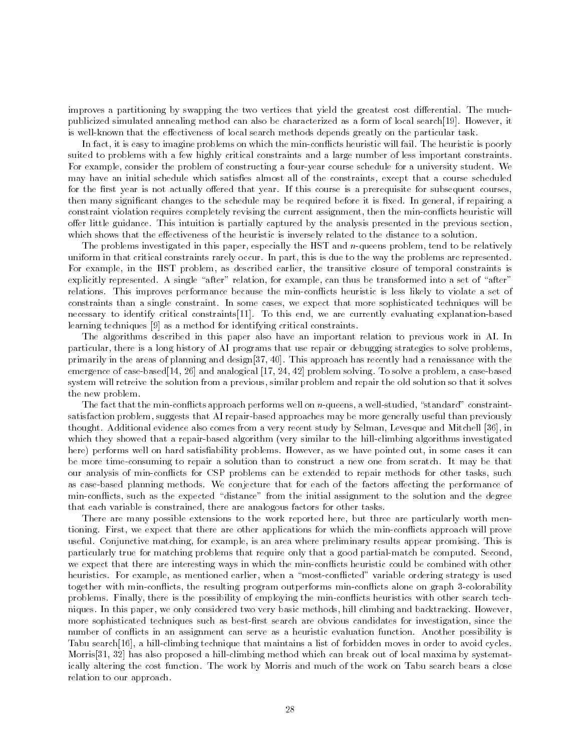improves a partitioning by swapping the two vertices that yield the greatest cost differential. The much-publicized simulated annealing method can also be characterized as a form of local search[19]. However, it is well-known that the effectiveness of local search methods depends greatly on the particular task.

In fact, it is easy to imagine problems on which the min-conflicts heuristic will fail. The heuristic is poorly suited to problems with a few highly critical constraints and a large number of less important constraints. For example, consider the problem of constructing a four-year course schedule for a university student. We may have an initial schedule which satisfies almost all of the constraints, except that a course scheduled for the first year is not actually offered that year. If this course is a prerequisite for subsequent courses, then many significant changes to the schedule may be required before it is fixed. In general, if repairing a constraint violation requires completely revising the current assignment, then the min-conflicts heuristic will offer little guidance. This intuition is partially captured by the analysis presented in the previous section, which shows that the effectiveness of the heuristic is inversely related to the distance to a solution.

The problems investigated in this paper, especially the HST and $n$-queens problem, tend to be relatively uniform in that critical constraints rarely occur. In part, this is due to the way the problems are represented. For example, in the HST problem, as described earlier, the transitive closure of temporal constraints is explicitly represented. A single "after" relation, for example, can thus be transformed into a set of "after" relations. This improves performance because the min-conflicts heuristic is less likely to violate a set of constraints than a single constraint. In some cases, we expect that more sophisticated techniques will be necessary to identify critical constraints[11]. To this end, we are currently evaluating explanation-based learning techniques [9] as a method for identifying critical constraints.

The algorithms described in this paper also have an important relation to previous work in AI. In particular, there is a long history of AI programs that use repair or debugging strategies to solve problems, primarily in the areas of planning and design[37, 40]. This approach has recently had a renaissance with the emergence of case-based[14, 26] and analogical [17, 24, 42] problem solving. To solve a problem, a case-based system will retreive the solution from a previous, similar problem and repair the old solution so that it solves the new problem.

The fact that the min-conflicts approach performs well on $n$-queens, a well-studied, "standard" constraint-satisfaction problem, suggests that AI repair-based approaches may be more generally useful than previously thought. Additional evidence also comes from a very recent study by Selman, Levesque and Mitchell [36], in which they showed that a repair-based algorithm (very similar to the hill-climbing algorithms investigated here) performs well on hard satisfiability problems. However, as we have pointed out, in some cases it can be more time-consuming to repair a solution than to construct a new one from scratch. It may be that our analysis of min-conflicts for CSP problems can be extended to repair methods for other tasks, such as case-based planning methods. We conjecture that for each of the factors affecting the performance of min-conflicts, such as the expected "distance" from the initial assignment to the solution and the degree that each variable is constrained, there are analogous factors for other tasks.

There are many possible extensions to the work reported here, but three are particularly worth mentioning. First, we expect that there are other applications for which the min-conflicts approach will prove useful. Conjunctive matching, for example, is an area where preliminary results appear promising. This is particularly true for matching problems that require only that a good partial-match be computed. Second, we expect that there are interesting ways in which the min-conflicts heuristic could be combined with other heuristics. For example, as mentioned earlier, when a "most-conflicted" variable ordering strategy is used together with min-conflicts, the resulting program outperforms min-conflicts alone on graph 3-colorability problems. Finally, there is the possibility of employing the min-conflicts heuristics with other search techniques. In this paper, we only considered two very basic methods, hill climbing and backtracking. However, more sophisticated techniques such as best-first search are obvious candidates for investigation, since the number of conflicts in an assignment can serve as a heuristic evaluation function. Another possibility is Tabu search[16], a hill-climbing technique that maintains a list of forbidden moves in order to avoid cycles. Morris[31, 32] has also proposed a hill-climbing method which can break out of local maxima by systematically altering the cost function. The work by Morris and much of the work on Tabu search bears a close relation to our approach.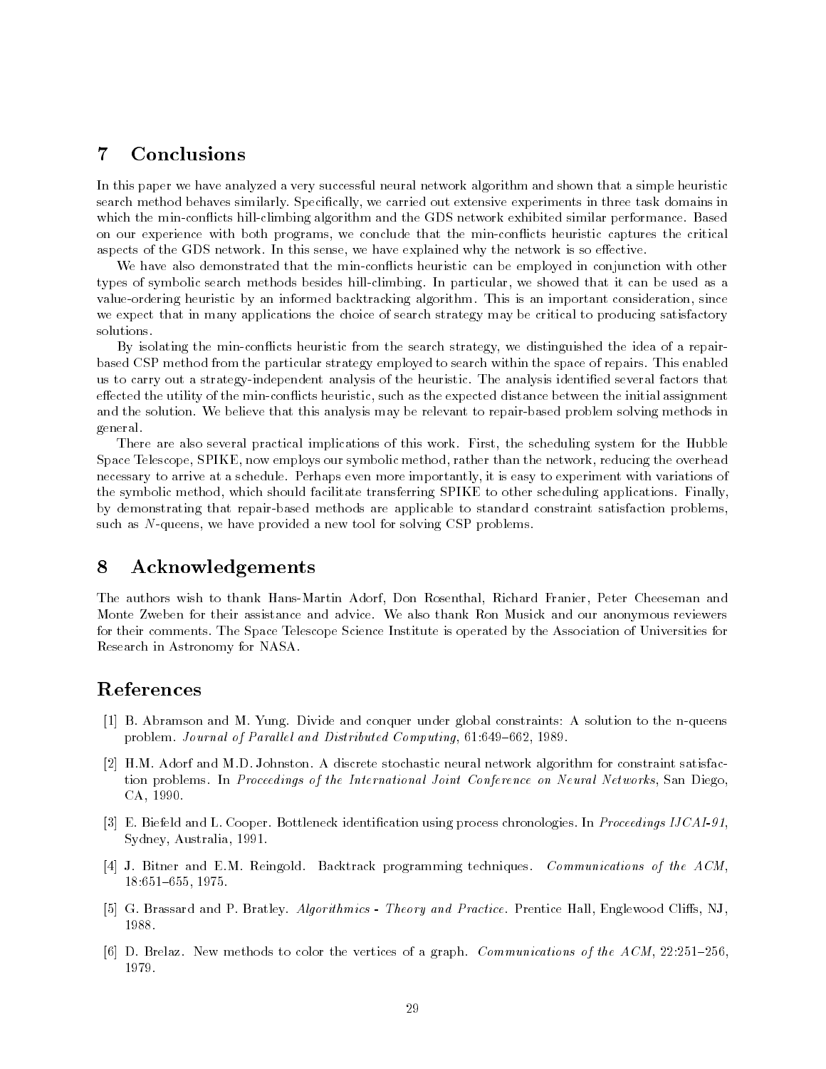# 7 Conclusions

In this paper we have analyzed a very successful neural network algorithm and shown that a simple heuristic search method behaves similarly. Specifically, we carried out extensive experiments in three task domains in which the min-conflicts hill-climbing algorithm and the GDS network exhibited similar performance. Based on our experience with both programs, we conclude that the min-conflicts heuristic captures the critical aspects of the GDS network. In this sense, we have explained why the network is so effective.

We have also demonstrated that the min-conflicts heuristic can be employed in conjunction with other types of symbolic search methods besides hill-climbing. In particular, we showed that it can be used as a value-ordering heuristic by an informed backtracking algorithm. This is an important consideration, since we expect that in many applications the choice of search strategy may be critical to producing satisfactory solutions.

By isolating the min-conflicts heuristic from the search strategy, we distinguished the idea of a repair-based CSP method from the particular strategy employed to search within the space of repairs. This enabled us to carry out a strategy-independent analysis of the heuristic. The analysis identified several factors that effected the utility of the min-conflicts heuristic, such as the expected distance between the initial assignment and the solution. We believe that this analysis may be relevant to repair-based problem solving methods in general.

There are also several practical implications of this work. First, the scheduling system for the Hubble Space Telescope, SPIKE, now employs our symbolic method, rather than the network, reducing the overhead necessary to arrive at a schedule. Perhaps even more importantly, it is easy to experiment with variations of the symbolic method, which should facilitate transferring SPIKE to other scheduling applications. Finally, by demonstrating that repair-based methods are applicable to standard constraint satisfaction problems, such as $N$-queens, we have provided a new tool for solving CSP problems.

# 8 Acknowledgements

The authors wish to thank Hans-Martin Adorf, Don Rosenthal, Richard Franier, Peter Cheeseman and Monte Zweben for their assistance and advice. We also thank Ron Musick and our anonymous reviewers for their comments. The Space Telescope Science Institute is operated by the Association of Universities for Research in Astronomy for NASA.

# References

[1] B. Abramson and M. Yung. Divide and conquer under global constraints: A solution to the n-queens problem. *Journal of Parallel and Distributed Computing*, 61:649–662, 1989.

[2] H.M. Adorf and M.D. Johnston. A discrete stochastic neural network algorithm for constraint satisfaction problems. In *Proceedings of the International Joint Conference on Neural Networks*, San Diego, CA, 1990.

[3] E. Biefeld and L. Cooper. Bottleneck identification using process chronologies. In *Proceedings IJCAI-91*, Sydney, Australia, 1991.

[4] J. Bitner and E.M. Reingold. Backtrack programming techniques. *Communications of the ACM*, 18:651–655, 1975.

[5] G. Brassard and P. Bratley. *Algorithmics - Theory and Practice*. Prentice Hall, Englewood Cliffs, NJ, 1988.

[6] D. Brelaz. New methods to color the vertices of a graph. *Communications of the ACM*, 22:251–256, 1979.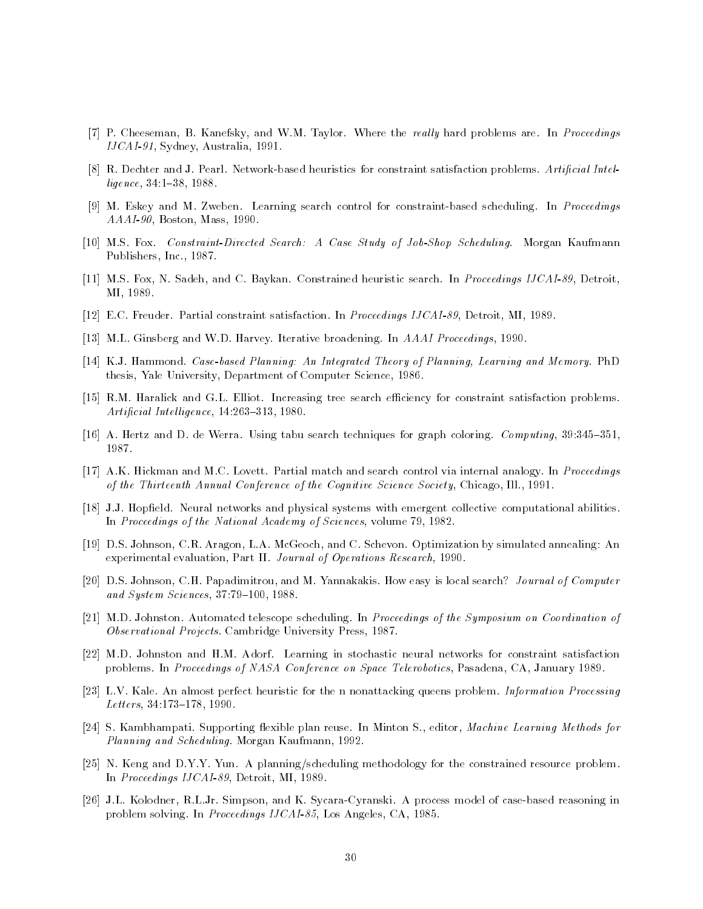[7] P. Cheeseman, B. Kanefsky, and W.M. Taylor. Where the *really* hard problems are. In *Proceedings IJCAI-91*, Sydney, Australia, 1991.

[8] R. Dechter and J. Pearl. Network-based heuristics for constraint satisfaction problems. *Artificial Intelligence*, 34:1–38, 1988.

[9] M. Eskey and M. Zweben. Learning search control for constraint-based scheduling. In *Proceedings AAAI-90*, Boston, Mass, 1990.

[10] M.S. Fox. *Constraint-Directed Search: A Case Study of Job-Shop Scheduling*. Morgan Kaufmann Publishers, Inc., 1987.

[11] M.S. Fox, N. Sadeh, and C. Baykan. Constrained heuristic search. In *Proceedings IJCAI-89*, Detroit, MI, 1989.

[12] E.C. Freuder. Partial constraint satisfaction. In *Proceedings IJCAI-89*, Detroit, MI, 1989.

[13] M.L. Ginsberg and W.D. Harvey. Iterative broadening. In *AAAI Proceedings*, 1990.

[14] K.J. Hammond. *Case-based Planning: An Integrated Theory of Planning, Learning and Memory*. PhD thesis, Yale University, Department of Computer Science, 1986.

[15] R.M. Haralick and G.L. Elliot. Increasing tree search efficiency for constraint satisfaction problems. *Artificial Intelligence*, 14:263–313, 1980.

[16] A. Hertz and D. de Werra. Using tabu search techniques for graph coloring. *Computing*, 39:345–351, 1987.

[17] A.K. Hickman and M.C. Lovett. Partial match and search control via internal analogy. In *Proceedings of the Thirteenth Annual Conference of the Cognitive Science Society*, Chicago, Ill., 1991.

[18] J.J. Hopfield. Neural networks and physical systems with emergent collective computational abilities. In *Proceedings of the National Academy of Sciences*, volume 79, 1982.

[19] D.S. Johnson, C.R. Aragon, L.A. McGeoch, and C. Schevon. Optimization by simulated annealing: An experimental evaluation, Part II. *Journal of Operations Research*, 1990.

[20] D.S. Johnson, C.H. Papadimitrou, and M. Yannakakis. How easy is local search? *Journal of Computer and System Sciences*, 37:79–100, 1988.

[21] M.D. Johnston. Automated telescope scheduling. In *Proceedings of the Symposium on Coordination of Observational Projects*. Cambridge University Press, 1987.

[22] M.D. Johnston and H.M. Adorf. Learning in stochastic neural networks for constraint satisfaction problems. In *Proceedings of NASA Conference on Space Telerobotics*, Pasadena, CA, January 1989.

[23] L.V. Kale. An almost perfect heuristic for the n nonattacking queens problem. *Information Processing Letters*, 34:173–178, 1990.

[24] S. Kambhampati. Supporting flexible plan reuse. In Minton S., editor, *Machine Learning Methods for Planning and Scheduling*. Morgan Kaufmann, 1992.

[25] N. Keng and D.Y.Y. Yun. A planning/scheduling methodology for the constrained resource problem. In *Proceedings IJCAI-89*, Detroit, MI, 1989.

[26] J.L. Kolodner, R.L.Jr. Simpson, and K. Sycara-Cyranski. A process model of case-based reasoning in problem solving. In *Proceedings IJCAI-85*, Los Angeles, CA, 1985.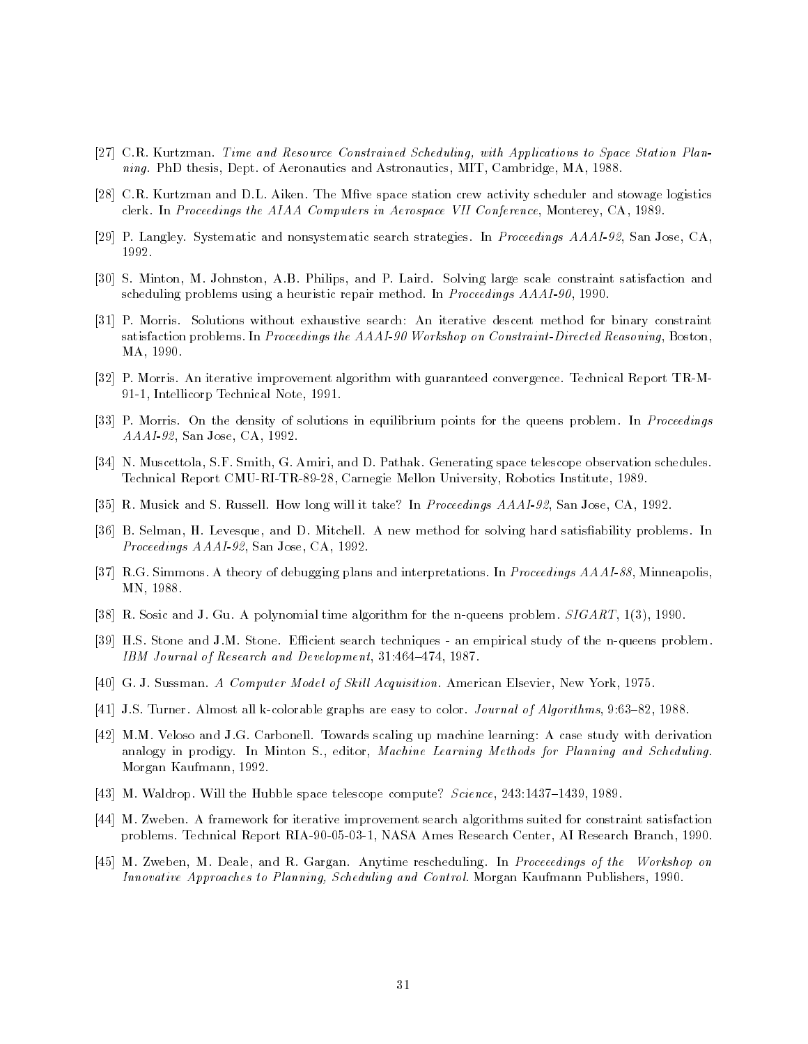[27] C.R. Kurtzman. *Time and Resource Constrained Scheduling, with Applications to Space Station Planning.* PhD thesis, Dept. of Aeronautics and Astronautics, MIT, Cambridge, MA, 1988.

[28] C.R. Kurtzman and D.L. Aiken. The Mfive space station crew activity scheduler and stowage logistics clerk. In *Proceedings the AIAA Computers in Aerospace VII Conference*, Monterey, CA, 1989.

[29] P. Langley. Systematic and nonsystematic search strategies. In *Proceedings AAAI-92*, San Jose, CA, 1992.

[30] S. Minton, M. Johnston, A.B. Philips, and P. Laird. Solving large scale constraint satisfaction and scheduling problems using a heuristic repair method. In *Proceedings AAAI-90*, 1990.

[31] P. Morris. Solutions without exhaustive search: An iterative descent method for binary constraint satisfaction problems. In *Proceedings the AAAI-90 Workshop on Constraint-Directed Reasoning*, Boston, MA, 1990.

[32] P. Morris. An iterative improvement algorithm with guaranteed convergence. Technical Report TR-M-91-1, Intellicorp Technical Note, 1991.

[33] P. Morris. On the density of solutions in equilibrium points for the queens problem. In *Proceedings AAAI-92*, San Jose, CA, 1992.

[34] N. Muscettola, S.F. Smith, G. Amiri, and D. Pathak. Generating space telescope observation schedules. Technical Report CMU-RI-TR-89-28, Carnegie Mellon University, Robotics Institute, 1989.

[35] R. Musick and S. Russell. How long will it take? In *Proceedings AAAI-92*, San Jose, CA, 1992.

[36] B. Selman, H. Levesque, and D. Mitchell. A new method for solving hard satisfiability problems. In *Proceedings AAAI-92*, San Jose, CA, 1992.

[37] R.G. Simmons. A theory of debugging plans and interpretations. In *Proceedings AAAI-88*, Minneapolis, MN, 1988.

[38] R. Sosic and J. Gu. A polynomial time algorithm for the n-queens problem. *SIGART*, 1(3), 1990.

[39] H.S. Stone and J.M. Stone. Efficient search techniques - an empirical study of the n-queens problem. *IBM Journal of Research and Development*, 31:464–474, 1987.

[40] G. J. Sussman. *A Computer Model of Skill Acquisition.* American Elsevier, New York, 1975.

[41] J.S. Turner. Almost all k-colorable graphs are easy to color. *Journal of Algorithms*, 9:63–82, 1988.

[42] M.M. Veloso and J.G. Carbonell. Towards scaling up machine learning: A case study with derivation analogy in prodigy. In Minton S., editor, *Machine Learning Methods for Planning and Scheduling.* Morgan Kaufmann, 1992.

[43] M. Waldrop. Will the Hubble space telescope compute? *Science*, 243:1437–1439, 1989.

[44] M. Zweben. A framework for iterative improvement search algorithms suited for constraint satisfaction problems. Technical Report RIA-90-05-03-1, NASA Ames Research Center, AI Research Branch, 1990.

[45] M. Zweben, M. Deale, and R. Gargan. Anytime rescheduling. In *Proceeedings of the Workshop on Innovative Approaches to Planning, Scheduling and Control.* Morgan Kaufmann Publishers, 1990.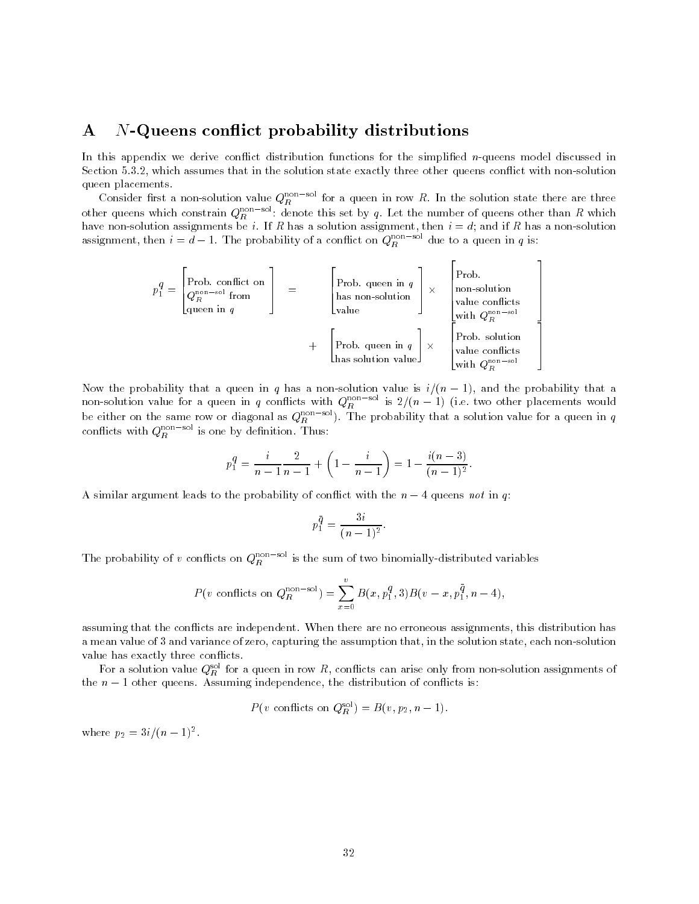# A $N$-Queens conflict probability distributions

In this appendix we derive conflict distribution functions for the simplified $n$-queens model discussed in Section 5.3.2, which assumes that in the solution state exactly three other queens conflict with non-solution queen placements.

Consider first a non-solution value $Q_R^{\text{non-sol}}$ for a queen in row $R$. In the solution state there are three other queens which constrain $Q_R^{\text{non-sol}}$: denote this set by $q$. Let the number of queens other than $R$ which have non-solution assignments be $i$. If $R$ has a solution assignment, then $i = d$; and if $R$ has a non-solution assignment, then $i = d - 1$. The probability of a conflict on $Q_R^{\text{non-sol}}$ due to a queen in $q$ is:

$$p_1^q = \begin{bmatrix} \text{Prob. conflict on} \\ Q_R^{\text{non-sol}} \text{ from} \\ \text{queen in } q \end{bmatrix} = \begin{bmatrix} \text{Prob. queen in } q \\ \text{has non-solution} \\ \text{value} \end{bmatrix} \times \begin{bmatrix} \text{Prob.} \\ \text{non-solution} \\ \text{value conflicts} \\ \text{with } Q_R^{\text{non-sol}} \end{bmatrix} + \begin{bmatrix} \text{Prob. queen in } q \\ \text{has solution value} \end{bmatrix} \times \begin{bmatrix} \text{Prob. solution} \\ \text{value conflicts} \\ \text{with } Q_R^{\text{non-sol}} \end{bmatrix}$$

Now the probability that a queen in $q$ has a non-solution value is $i/(n-1)$, and the probability that a non-solution value for a queen in $q$ conflicts with $Q_R^{\text{non-sol}}$ is $2/(n-1)$ (i.e. two other placements would be either on the same row or diagonal as $Q_R^{\text{non-sol}}$). The probability that a solution value for a queen in $q$ conflicts with $Q_R^{\text{non-sol}}$ is one by definition. Thus:

$$p_1^q = \frac{i}{n-1}\frac{2}{n-1} + \left(1 - \frac{i}{n-1}\right) = 1 - \frac{i(n-3)}{(n-1)^2}.$$

A similar argument leads to the probability of conflict with the $n-4$ queens *not* in $q$:

$$p_1^{\bar{q}} = \frac{3i}{(n-1)^2}.$$

The probability of $v$ conflicts on $Q_R^{\text{non-sol}}$ is the sum of two binomially-distributed variables

$$P(v \text{ conflicts on } Q_R^{\text{non-sol}}) = \sum_{x=0}^{v} B(x, p_1^q, 3) B(v - x, p_1^{\bar{q}}, n - 4),$$

assuming that the conflicts are independent. When there are no erroneous assignments, this distribution has a mean value of 3 and variance of zero, capturing the assumption that, in the solution state, each non-solution value has exactly three conflicts.

For a solution value $Q_R^{\text{sol}}$ for a queen in row $R$, conflicts can arise only from non-solution assignments of the $n-1$ other queens. Assuming independence, the distribution of conflicts is:

$$P(v \text{ conflicts on } Q_R^{\text{sol}}) = B(v, p_2, n - 1).$$

where $p_2 = 3i/(n-1)^2$.